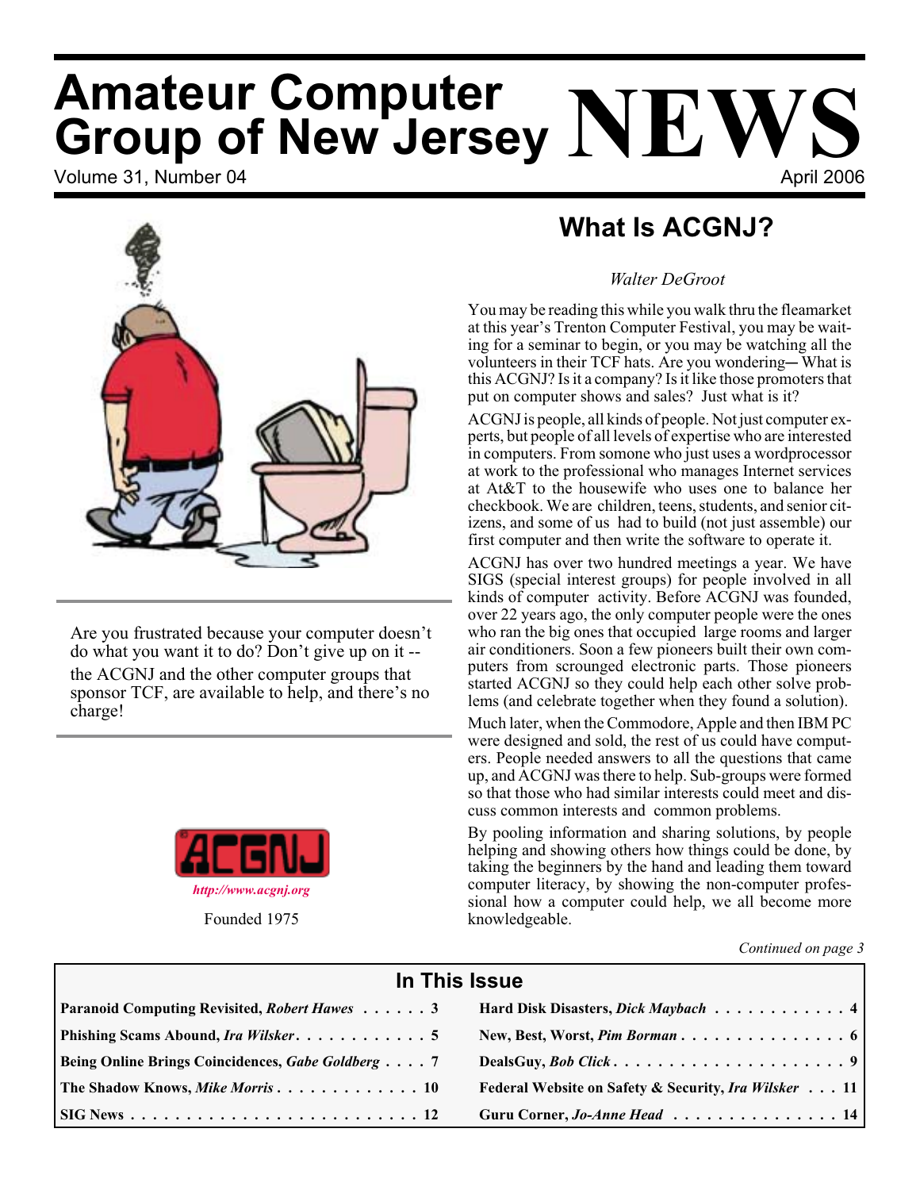# Amateur Computer Group of New Jersey NEWS

Volume 31, Number 04 — April 2006

Are you frustrated because your computer doesn't do what you want it to do? Don't give up on it -- the ACGNJ and the other computer groups that sponsor TCF, are available to help, and there's no charge!

ACGNJ

*http://www.acgnj.org*

Founded 1975

## What Is ACGNJ?

*Walter DeGroot*

You may be reading this while you walk thru the fleamarket at this year's Trenton Computer Festival, you may be waiting for a seminar to begin, or you may be watching all the volunteers in their TCF hats. Are you wondering— What is this ACGNJ? Is it a company? Is it like those promoters that put on computer shows and sales? Just what is it?

ACGNJ is people, all kinds of people. Not just computer experts, but people of all levels of expertise who are interested in computers. From somone who just uses a wordprocessor at work to the professional who manages Internet services at At&T to the housewife who uses one to balance her checkbook. We are children, teens, students, and senior citizens, and some of us had to build (not just assemble) our first computer and then write the software to operate it.

ACGNJ has over two hundred meetings a year. We have SIGS (special interest groups) for people involved in all kinds of computer activity. Before ACGNJ was founded, over 22 years ago, the only computer people were the ones who ran the big ones that occupied large rooms and larger air conditioners. Soon a few pioneers built their own computers from scrounged electronic parts. Those pioneers started ACGNJ so they could help each other solve problems (and celebrate together when they found a solution).

Much later, when the Commodore, Apple and then IBM PC were designed and sold, the rest of us could have computers. People needed answers to all the questions that came up, and ACGNJ was there to help. Sub-groups were formed so that those who had similar interests could meet and discuss common interests and common problems.

By pooling information and sharing solutions, by people helping and showing others how things could be done, by taking the beginners by the hand and leading them toward computer literacy, by showing the non-computer professional how a computer could help, we all become more knowledgeable.

*Continued on page 3*

## In This Issue

| | |
|---|---|
| **Paranoid Computing Revisited, *Robert Hawes*** . . . . . . 3 | **Hard Disk Disasters, *Dick Maybach*** . . . . . . . . . . . 4 |
| **Phishing Scams Abound, *Ira Wilsker*** . . . . . . . . . . . 5 | **New, Best, Worst, *Pim Borman*** . . . . . . . . . . . . . . 6 |
| **Being Online Brings Coincidences, *Gabe Goldberg*** . . . . 7 | **DealsGuy, *Bob Click*** . . . . . . . . . . . . . . . . . . . . 9 |
| **The Shadow Knows, *Mike Morris*** . . . . . . . . . . . . . 10 | **Federal Website on Safety & Security, *Ira Wilsker*** . . . 11 |
| **SIG News** . . . . . . . . . . . . . . . . . . . . . . . . . . 12 | **Guru Corner, *Jo-Anne Head*** . . . . . . . . . . . . . . . 14 |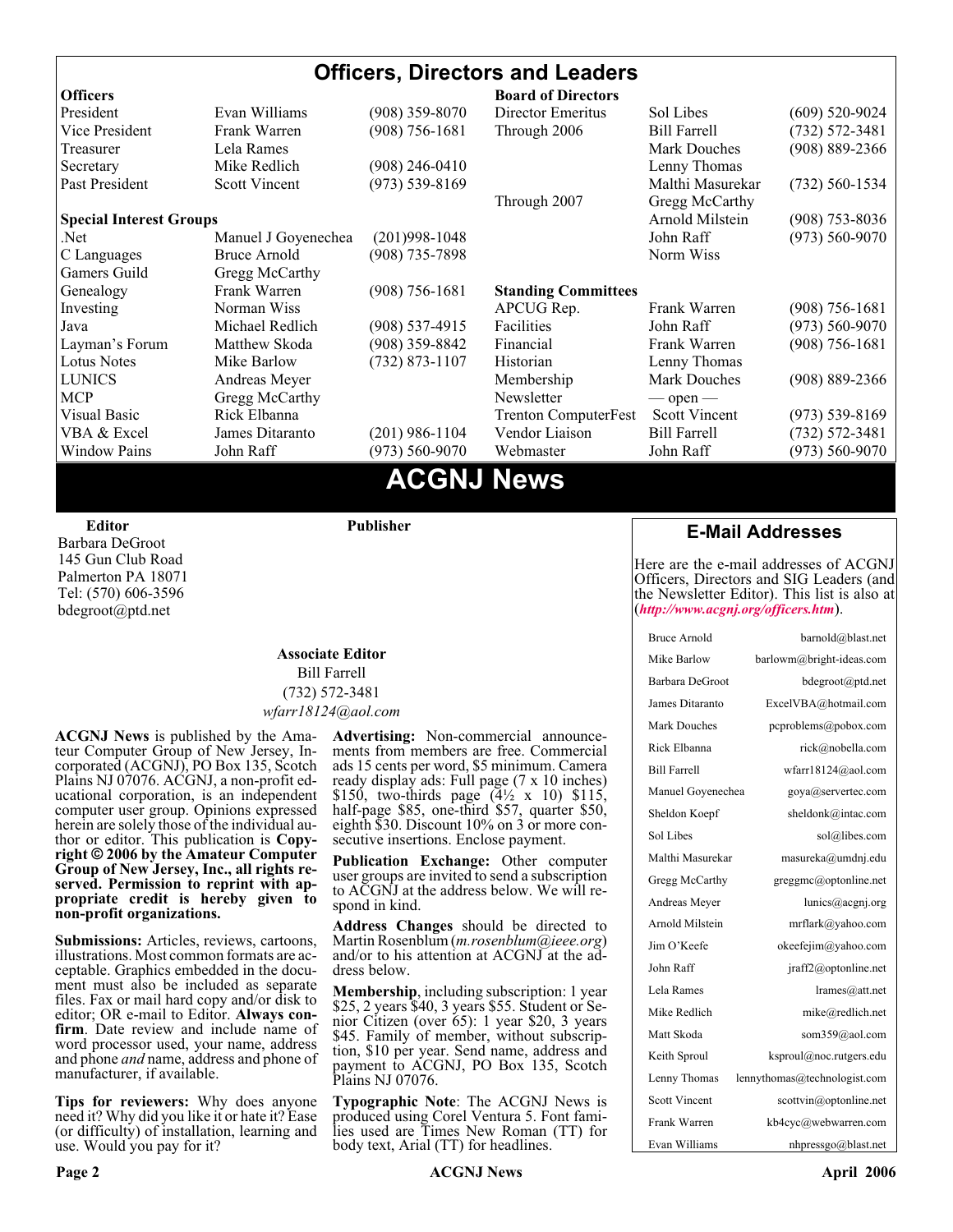# Officers, Directors and Leaders

| Officers | | |
|---|---|---|
| President | Evan Williams | (908) 359-8070 |
| Vice President | Frank Warren | (908) 756-1681 |
| Treasurer | Lela Rames | |
| Secretary | Mike Redlich | (908) 246-0410 |
| Past President | Scott Vincent | (973) 539-8169 |

| Special Interest Groups | | |
|---|---|---|
| .Net | Manuel J Goyenechea | (201)998-1048 |
| C Languages | Bruce Arnold | (908) 735-7898 |
| Gamers Guild | Gregg McCarthy | |
| Genealogy | Frank Warren | (908) 756-1681 |
| Investing | Norman Wiss | |
| Java | Michael Redlich | (908) 537-4915 |
| Layman's Forum | Matthew Skoda | (908) 359-8842 |
| Lotus Notes | Mike Barlow | (732) 873-1107 |
| LUNICS | Andreas Meyer | |
| MCP | Gregg McCarthy | |
| Visual Basic | Rick Elbanna | |
| VBA & Excel | James Ditaranto | (201) 986-1104 |
| Window Pains | John Raff | (973) 560-9070 |

| Board of Directors | | |
|---|---|---|
| Director Emeritus | Sol Libes | (609) 520-9024 |
| Through 2006 | Bill Farrell | (732) 572-3481 |
| | Mark Douches | (908) 889-2366 |
| | Lenny Thomas | |
| | Malthi Masurekar | (732) 560-1534 |
| Through 2007 | Gregg McCarthy | |
| | Arnold Milstein | (908) 753-8036 |
| | John Raff | (973) 560-9070 |
| | Norm Wiss | |

| Standing Committees | | |
|---|---|---|
| APCUG Rep. | Frank Warren | (908) 756-1681 |
| Facilities | John Raff | (973) 560-9070 |
| Financial | Frank Warren | (908) 756-1681 |
| Historian | Lenny Thomas | |
| Membership | Mark Douches | (908) 889-2366 |
| Newsletter | — open — | |
| Trenton ComputerFest | Scott Vincent | (973) 539-8169 |
| Vendor Liaison | Bill Farrell | (732) 572-3481 |
| Webmaster | John Raff | (973) 560-9070 |

# ACGNJ News

**Editor**
Barbara DeGroot
145 Gun Club Road
Palmerton PA 18071
Tel: (570) 606-3596
bdegroot@ptd.net

**Publisher**

**Associate Editor**
Bill Farrell
(732) 572-3481
*wfarr18124@aol.com*

**ACGNJ News** is published by the Amateur Computer Group of New Jersey, Incorporated (ACGNJ), PO Box 135, Scotch Plains NJ 07076. ACGNJ, a non-profit educational corporation, is an independent computer user group. Opinions expressed herein are solely those of the individual author or editor. This publication is **Copyright © 2006 by the Amateur Computer Group of New Jersey, Inc., all rights reserved. Permission to reprint with appropriate credit is hereby given to non-profit organizations.**

**Submissions:** Articles, reviews, cartoons, illustrations. Most common formats are acceptable. Graphics embedded in the document must also be included as separate files. Fax or mail hard copy and/or disk to editor; OR e-mail to Editor. **Always confirm**. Date review and include name of word processor used, your name, address and phone *and* name, address and phone of manufacturer, if available.

**Tips for reviewers:** Why does anyone need it? Why did you like it or hate it? Ease (or difficulty) of installation, learning and use. Would you pay for it?

**Advertising:** Non-commercial announcements from members are free. Commercial ads 15 cents per word, $5 minimum. Camera ready display ads: Full page (7 x 10 inches) $150, two-thirds page (4½ x 10) $115, half-page $85, one-third $57, quarter $50, eighth $30. Discount 10% on 3 or more consecutive insertions. Enclose payment.

**Publication Exchange:** Other computer user groups are invited to send a subscription to ACGNJ at the address below. We will respond in kind.

**Address Changes** should be directed to Martin Rosenblum (*m.rosenblum@ieee.org*) and/or to his attention at ACGNJ at the address below.

**Membership**, including subscription: 1 year $25, 2 years $40, 3 years $55. Student or Senior Citizen (over 65): 1 year $20, 3 years $45. Family of member, without subscription, $10 per year. Send name, address and payment to ACGNJ, PO Box 135, Scotch Plains NJ 07076.

**Typographic Note**: The ACGNJ News is produced using Corel Ventura 5. Font families used are Times New Roman (TT) for body text, Arial (TT) for headlines.

## E-Mail Addresses

Here are the e-mail addresses of ACGNJ Officers, Directors and SIG Leaders (and the Newsletter Editor). This list is also at (***http://www.acgnj.org/officers.htm***).

| Name | E-mail |
|---|---|
| Bruce Arnold | barnold@blast.net |
| Mike Barlow | barlowm@bright-ideas.com |
| Barbara DeGroot | bdegroot@ptd.net |
| James Ditaranto | ExcelVBA@hotmail.com |
| Mark Douches | pcproblems@pobox.com |
| Rick Elbanna | rick@nobella.com |
| Bill Farrell | wfarr18124@aol.com |
| Manuel Goyenechea | goya@servertec.com |
| Sheldon Koepf | sheldonk@intac.com |
| Sol Libes | sol@libes.com |
| Malthi Masurekar | masureka@umdnj.edu |
| Gregg McCarthy | greggmc@optonline.net |
| Andreas Meyer | lunics@acgnj.org |
| Arnold Milstein | mrflark@yahoo.com |
| Jim O'Keefe | okeefejim@yahoo.com |
| John Raff | jraff2@optonline.net |
| Lela Rames | lrames@att.net |
| Mike Redlich | mike@redlich.net |
| Matt Skoda | som359@aol.com |
| Keith Sproul | ksproul@noc.rutgers.edu |
| Lenny Thomas | lennythomas@technologist.com |
| Scott Vincent | scottvin@optonline.net |
| Frank Warren | kb4cyc@webwarren.com |
| Evan Williams | nhpressgo@blast.net |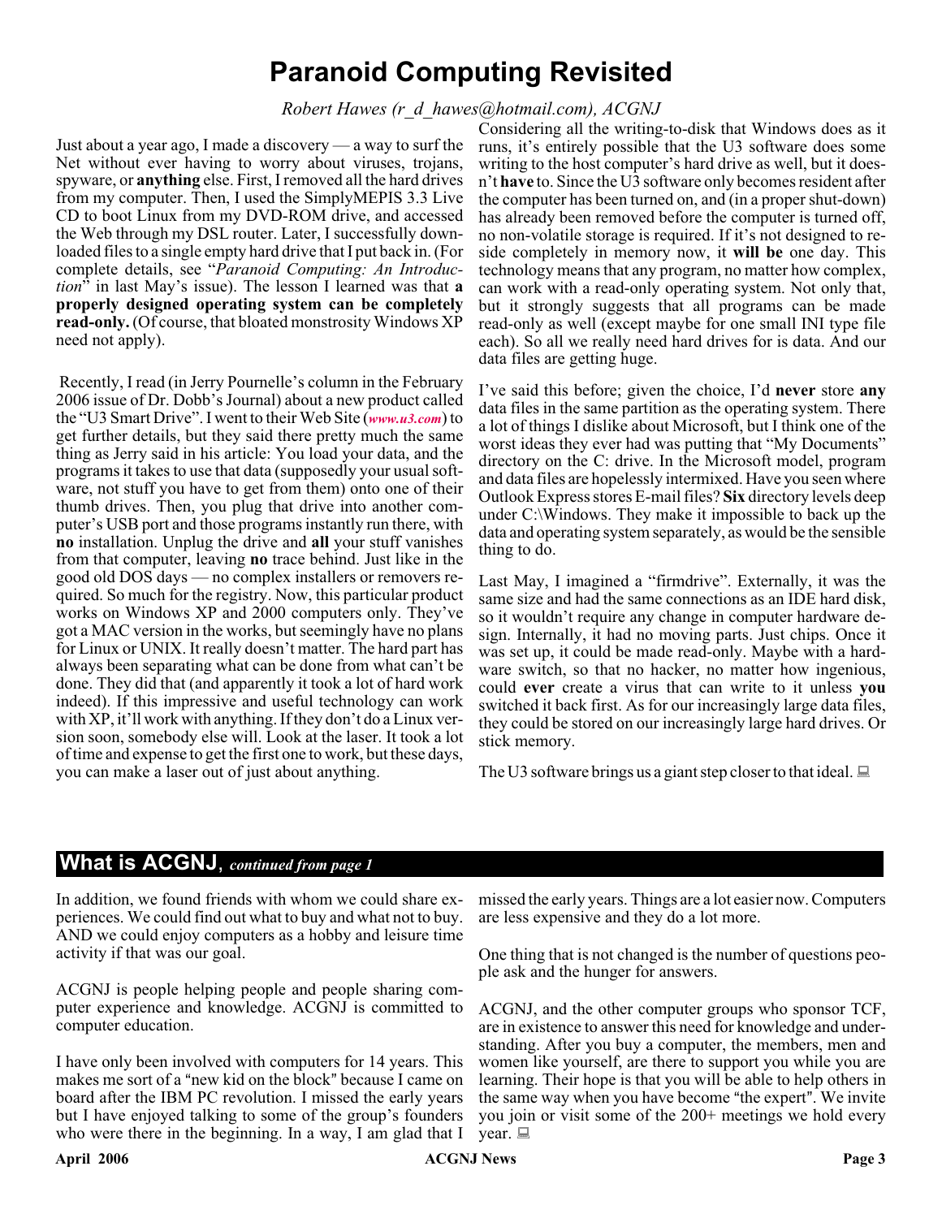# Paranoid Computing Revisited

*Robert Hawes (r_d_hawes@hotmail.com), ACGNJ*

Just about a year ago, I made a discovery — a way to surf the Net without having to worry about viruses, trojans, spyware, or **anything** else. First, I removed all the hard drives from my computer. Then, I used the SimplyMEPIS 3.3 Live CD to boot Linux from my DVD-ROM drive, and accessed the Web through my DSL router. Later, I successfully downloaded files to a single empty hard drive that I put back in. (For complete details, see "*Paranoid Computing: An Introduction*" in last May's issue). The lesson I learned was that **a properly designed operating system can be completely read-only.** (Of course, that bloated monstrosity Windows XP need not apply).

Recently, I read (in Jerry Pournelle's column in the February 2006 issue of Dr. Dobb's Journal) about a new product called the "U3 Smart Drive". I went to their Web Site (***www.u3.com***) to get further details, but they said there pretty much the same thing as Jerry said in his article: You load your data, and the programs it takes to use that data (supposedly your usual software, not stuff you have to get from them) onto one of their thumb drives. Then, you plug that drive into another computer's USB port and those programs instantly run there, with **no** installation. Unplug the drive and **all** your stuff vanishes from that computer, leaving **no** trace behind. Just like in the good old DOS days — no complex installers or removers required. So much for the registry. Now, this particular product works on Windows XP and 2000 computers only. They've got a MAC version in the works, but seemingly have no plans for Linux or UNIX. It really doesn't matter. The hard part has always been separating what can be done from what can't be done. They did that (and apparently it took a lot of hard work indeed). If this impressive and useful technology can work with XP, it'll work with anything. If they don't do a Linux version soon, somebody else will. Look at the laser. It took a lot of time and expense to get the first one to work, but these days, you can make a laser out of just about anything.

Considering all the writing-to-disk that Windows does as it runs, it's entirely possible that the U3 software does some writing to the host computer's hard drive as well, but it doesn't **have** to. Since the U3 software only becomes resident after the computer has been turned on, and (in a proper shut-down) has already been removed before the computer is turned off, no non-volatile storage is required. If it's not designed to reside completely in memory now, it **will be** one day. This technology means that any program, no matter how complex, can work with a read-only operating system. Not only that, but it strongly suggests that all programs can be made read-only as well (except maybe for one small INI type file each). So all we really need hard drives for is data. And our data files are getting huge.

I've said this before; given the choice, I'd **never** store **any** data files in the same partition as the operating system. There a lot of things I dislike about Microsoft, but I think one of the worst ideas they ever had was putting that "My Documents" directory on the C: drive. In the Microsoft model, program and data files are hopelessly intermixed. Have you seen where Outlook Express stores E-mail files? **Six** directory levels deep under C:\Windows. They make it impossible to back up the data and operating system separately, as would be the sensible thing to do.

Last May, I imagined a "firmdrive". Externally, it was the same size and had the same connections as an IDE hard disk, so it wouldn't require any change in computer hardware design. Internally, it had no moving parts. Just chips. Once it was set up, it could be made read-only. Maybe with a hardware switch, so that no hacker, no matter how ingenious, could **ever** create a virus that can write to it unless **you** switched it back first. As for our increasingly large data files, they could be stored on our increasingly large hard drives. Or stick memory.

The U3 software brings us a giant step closer to that ideal.

## What is ACGNJ, *continued from page 1*

In addition, we found friends with whom we could share experiences. We could find out what to buy and what not to buy. AND we could enjoy computers as a hobby and leisure time activity if that was our goal.

ACGNJ is people helping people and people sharing computer experience and knowledge. ACGNJ is committed to computer education.

I have only been involved with computers for 14 years. This makes me sort of a "new kid on the block" because I came on board after the IBM PC revolution. I missed the early years but I have enjoyed talking to some of the group's founders who were there in the beginning. In a way, I am glad that I missed the early years. Things are a lot easier now. Computers are less expensive and they do a lot more.

One thing that is not changed is the number of questions people ask and the hunger for answers.

ACGNJ, and the other computer groups who sponsor TCF, are in existence to answer this need for knowledge and understanding. After you buy a computer, the members, men and women like yourself, are there to support you while you are learning. Their hope is that you will be able to help others in the same way when you have become "the expert". We invite you join or visit some of the 200+ meetings we hold every year.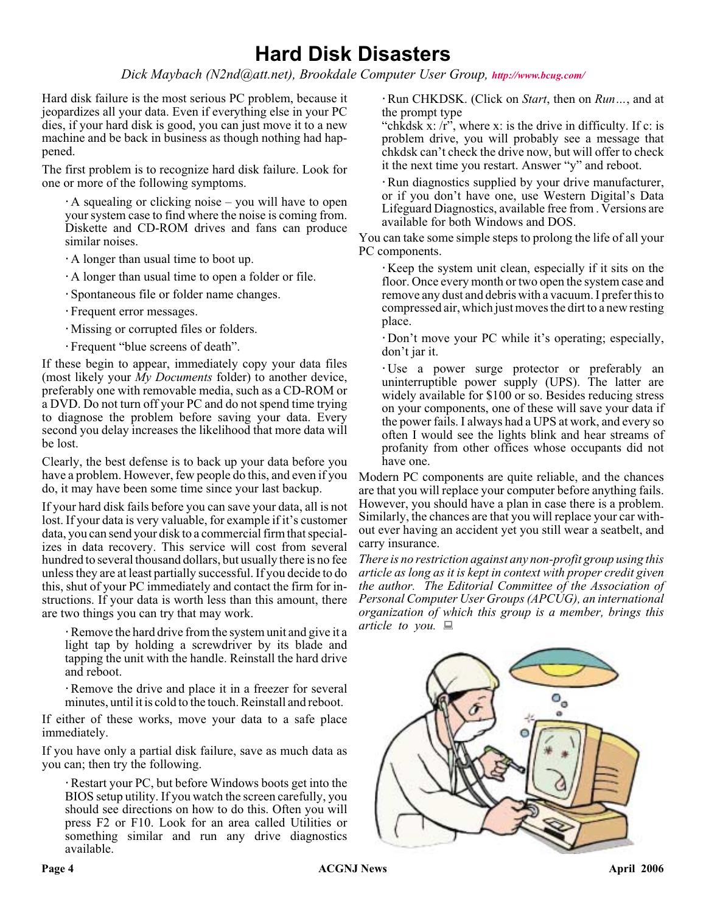# Hard Disk Disasters

*Dick Maybach (N2nd@att.net), Brookdale Computer User Group,* ***http://www.bcug.com/***

Hard disk failure is the most serious PC problem, because it jeopardizes all your data. Even if everything else in your PC dies, if your hard disk is good, you can just move it to a new machine and be back in business as though nothing had happened.

The first problem is to recognize hard disk failure. Look for one or more of the following symptoms.

· A squealing or clicking noise – you will have to open your system case to find where the noise is coming from. Diskette and CD-ROM drives and fans can produce similar noises.

· A longer than usual time to boot up.

· A longer than usual time to open a folder or file.

· Spontaneous file or folder name changes.

· Frequent error messages.

· Missing or corrupted files or folders.

· Frequent "blue screens of death".

If these begin to appear, immediately copy your data files (most likely your *My Documents* folder) to another device, preferably one with removable media, such as a CD-ROM or a DVD. Do not turn off your PC and do not spend time trying to diagnose the problem before saving your data. Every second you delay increases the likelihood that more data will be lost.

Clearly, the best defense is to back up your data before you have a problem. However, few people do this, and even if you do, it may have been some time since your last backup.

If your hard disk fails before you can save your data, all is not lost. If your data is very valuable, for example if it's customer data, you can send your disk to a commercial firm that specializes in data recovery. This service will cost from several hundred to several thousand dollars, but usually there is no fee unless they are at least partially successful. If you decide to do this, shut of your PC immediately and contact the firm for instructions. If your data is worth less than this amount, there are two things you can try that may work.

· Remove the hard drive from the system unit and give it a light tap by holding a screwdriver by its blade and tapping the unit with the handle. Reinstall the hard drive and reboot.

· Remove the drive and place it in a freezer for several minutes, until it is cold to the touch. Reinstall and reboot.

If either of these works, move your data to a safe place immediately.

If you have only a partial disk failure, save as much data as you can; then try the following.

· Restart your PC, but before Windows boots get into the BIOS setup utility. If you watch the screen carefully, you should see directions on how to do this. Often you will press F2 or F10. Look for an area called Utilities or something similar and run any drive diagnostics available.

· Run CHKDSK. (Click on *Start*, then on *Run…*, and at the prompt type "chkdsk x: /r", where x: is the drive in difficulty. If c: is problem drive, you will probably see a message that chkdsk can't check the drive now, but will offer to check it the next time you restart. Answer "y" and reboot.

· Run diagnostics supplied by your drive manufacturer, or if you don't have one, use Western Digital's Data Lifeguard Diagnostics, available free from . Versions are available for both Windows and DOS.

You can take some simple steps to prolong the life of all your PC components.

· Keep the system unit clean, especially if it sits on the floor. Once every month or two open the system case and remove any dust and debris with a vacuum. I prefer this to compressed air, which just moves the dirt to a new resting place.

· Don't move your PC while it's operating; especially, don't jar it.

· Use a power surge protector or preferably an uninterruptible power supply (UPS). The latter are widely available for $100 or so. Besides reducing stress on your components, one of these will save your data if the power fails. I always had a UPS at work, and every so often I would see the lights blink and hear streams of profanity from other offices whose occupants did not have one.

Modern PC components are quite reliable, and the chances are that you will replace your computer before anything fails. However, you should have a plan in case there is a problem. Similarly, the chances are that you will replace your car without ever having an accident yet you still wear a seatbelt, and carry insurance.

*There is no restriction against any non-profit group using this article as long as it is kept in context with proper credit given the author. The Editorial Committee of the Association of Personal Computer User Groups (APCUG), an international organization of which this group is a member, brings this article to you.*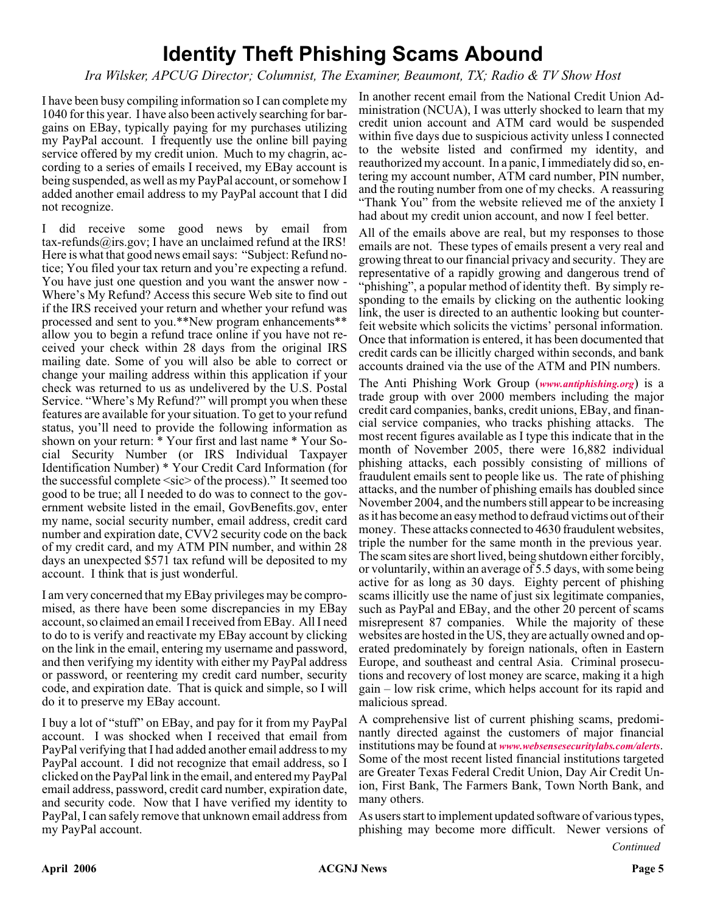# Identity Theft Phishing Scams Abound

*Ira Wilsker, APCUG Director; Columnist, The Examiner, Beaumont, TX; Radio & TV Show Host*

I have been busy compiling information so I can complete my 1040 for this year. I have also been actively searching for bargains on EBay, typically paying for my purchases utilizing my PayPal account. I frequently use the online bill paying service offered by my credit union. Much to my chagrin, according to a series of emails I received, my EBay account is being suspended, as well as my PayPal account, or somehow I added another email address to my PayPal account that I did not recognize.

I did receive some good news by email from tax-refunds@irs.gov; I have an unclaimed refund at the IRS! Here is what that good news email says: "Subject: Refund notice; You filed your tax return and you're expecting a refund. You have just one question and you want the answer now - Where's My Refund? Access this secure Web site to find out if the IRS received your return and whether your refund was processed and sent to you.**New program enhancements** allow you to begin a refund trace online if you have not received your check within 28 days from the original IRS mailing date. Some of you will also be able to correct or change your mailing address within this application if your check was returned to us as undelivered by the U.S. Postal Service. "Where's My Refund?" will prompt you when these features are available for your situation. To get to your refund status, you'll need to provide the following information as shown on your return: * Your first and last name * Your Social Security Number (or IRS Individual Taxpayer Identification Number) * Your Credit Card Information (for the successful complete <sic> of the process)." It seemed too good to be true; all I needed to do was to connect to the government website listed in the email, GovBenefits.gov, enter my name, social security number, email address, credit card number and expiration date, CVV2 security code on the back of my credit card, and my ATM PIN number, and within 28 days an unexpected $571 tax refund will be deposited to my account. I think that is just wonderful.

I am very concerned that my EBay privileges may be compromised, as there have been some discrepancies in my EBay account, so claimed an email I received from EBay. All I need to do to is verify and reactivate my EBay account by clicking on the link in the email, entering my username and password, and then verifying my identity with either my PayPal address or password, or reentering my credit card number, security code, and expiration date. That is quick and simple, so I will do it to preserve my EBay account.

I buy a lot of "stuff" on EBay, and pay for it from my PayPal account. I was shocked when I received that email from PayPal verifying that I had added another email address to my PayPal account. I did not recognize that email address, so I clicked on the PayPal link in the email, and entered my PayPal email address, password, credit card number, expiration date, and security code. Now that I have verified my identity to PayPal, I can safely remove that unknown email address from my PayPal account.

In another recent email from the National Credit Union Administration (NCUA), I was utterly shocked to learn that my credit union account and ATM card would be suspended within five days due to suspicious activity unless I connected to the website listed and confirmed my identity, and reauthorized my account. In a panic, I immediately did so, entering my account number, ATM card number, PIN number, and the routing number from one of my checks. A reassuring "Thank You" from the website relieved me of the anxiety I had about my credit union account, and now I feel better.

All of the emails above are real, but my responses to those emails are not. These types of emails present a very real and growing threat to our financial privacy and security. They are representative of a rapidly growing and dangerous trend of "phishing", a popular method of identity theft. By simply responding to the emails by clicking on the authentic looking link, the user is directed to an authentic looking but counterfeit website which solicits the victims' personal information. Once that information is entered, it has been documented that credit cards can be illicitly charged within seconds, and bank accounts drained via the use of the ATM and PIN numbers.

The Anti Phishing Work Group (*www.antiphishing.org*) is a trade group with over 2000 members including the major credit card companies, banks, credit unions, EBay, and financial service companies, who tracks phishing attacks. The most recent figures available as I type this indicate that in the month of November 2005, there were 16,882 individual phishing attacks, each possibly consisting of millions of fraudulent emails sent to people like us. The rate of phishing attacks, and the number of phishing emails has doubled since November 2004, and the numbers still appear to be increasing as it has become an easy method to defraud victims out of their money. These attacks connected to 4630 fraudulent websites, triple the number for the same month in the previous year. The scam sites are short lived, being shutdown either forcibly, or voluntarily, within an average of 5.5 days, with some being active for as long as 30 days. Eighty percent of phishing scams illicitly use the name of just six legitimate companies, such as PayPal and EBay, and the other 20 percent of scams misrepresent 87 companies. While the majority of these websites are hosted in the US, they are actually owned and operated predominately by foreign nationals, often in Eastern Europe, and southeast and central Asia. Criminal prosecutions and recovery of lost money are scarce, making it a high gain – low risk crime, which helps account for its rapid and malicious spread.

A comprehensive list of current phishing scams, predominantly directed against the customers of major financial institutions may be found at *www.websensesecuritylabs.com/alerts*. Some of the most recent listed financial institutions targeted are Greater Texas Federal Credit Union, Day Air Credit Union, First Bank, The Farmers Bank, Town North Bank, and many others.

As users start to implement updated software of various types, phishing may become more difficult. Newer versions of

*Continued*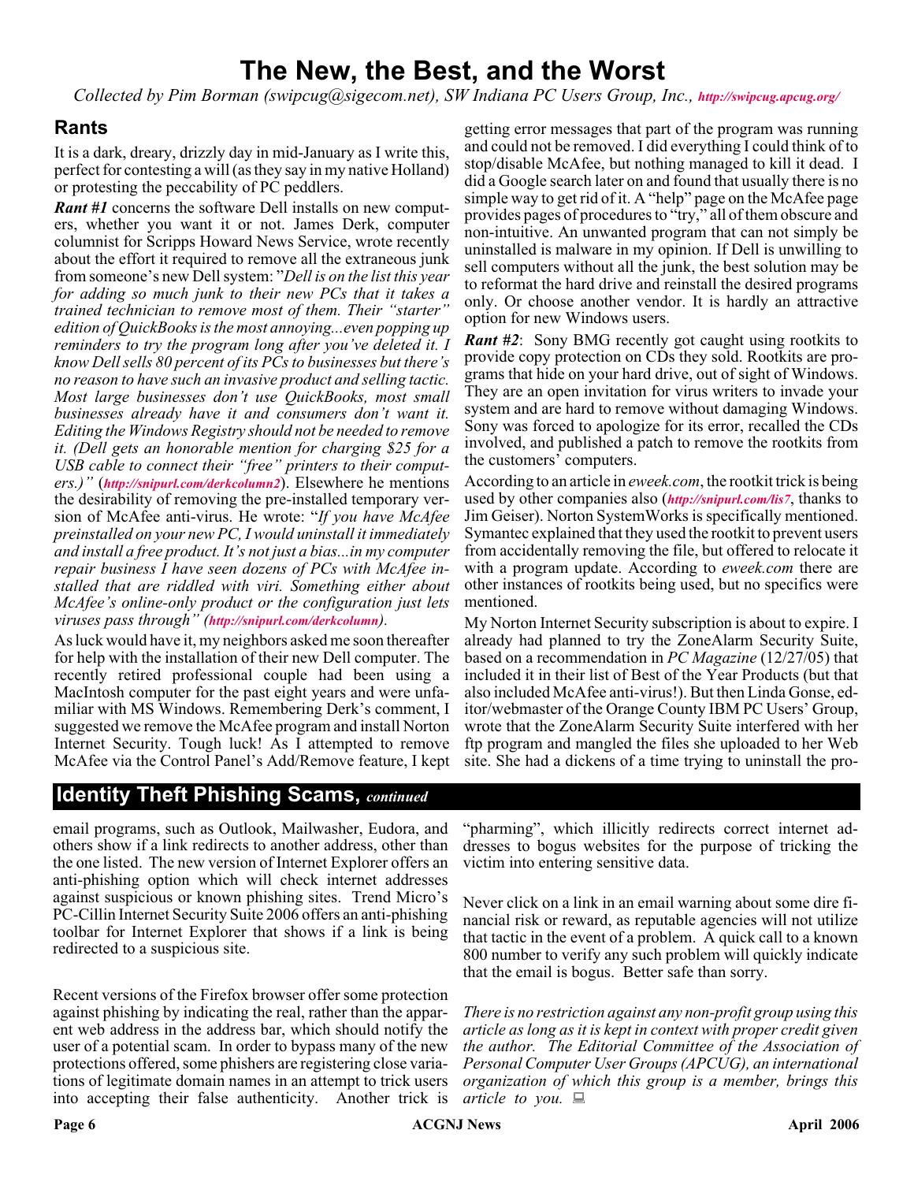# The New, the Best, and the Worst

*Collected by Pim Borman (swipcug@sigecom.net), SW Indiana PC Users Group, Inc., **http://swipcug.apcug.org/***

## Rants

It is a dark, dreary, drizzly day in mid-January as I write this, perfect for contesting a will (as they say in my native Holland) or protesting the peccability of PC peddlers.

***Rant #1*** concerns the software Dell installs on new computers, whether you want it or not. James Derk, computer columnist for Scripps Howard News Service, wrote recently about the effort it required to remove all the extraneous junk from someone's new Dell system: "*Dell is on the list this year for adding so much junk to their new PCs that it takes a trained technician to remove most of them. Their "starter" edition of QuickBooks is the most annoying...even popping up reminders to try the program long after you've deleted it. I know Dell sells 80 percent of its PCs to businesses but there's no reason to have such an invasive product and selling tactic. Most large businesses don't use QuickBooks, most small businesses already have it and consumers don't want it. Editing the Windows Registry should not be needed to remove it. (Dell gets an honorable mention for charging $25 for a USB cable to connect their "free" printers to their computers.)"* (***http://snipurl.com/derkcolumn2***). Elsewhere he mentions the desirability of removing the pre-installed temporary version of McAfee anti-virus. He wrote: "*If you have McAfee preinstalled on your new PC, I would uninstall it immediately and install a free product. It's not just a bias...in my computer repair business I have seen dozens of PCs with McAfee installed that are riddled with viri. Something either about McAfee's online-only product or the configuration just lets viruses pass through" (**http://snipurl.com/derkcolumn**).*

As luck would have it, my neighbors asked me soon thereafter for help with the installation of their new Dell computer. The recently retired professional couple had been using a MacIntosh computer for the past eight years and were unfamiliar with MS Windows. Remembering Derk's comment, I suggested we remove the McAfee program and install Norton Internet Security. Tough luck! As I attempted to remove McAfee via the Control Panel's Add/Remove feature, I kept getting error messages that part of the program was running and could not be removed. I did everything I could think of to stop/disable McAfee, but nothing managed to kill it dead. I did a Google search later on and found that usually there is no simple way to get rid of it. A "help" page on the McAfee page provides pages of procedures to "try," all of them obscure and non-intuitive. An unwanted program that can not simply be uninstalled is malware in my opinion. If Dell is unwilling to sell computers without all the junk, the best solution may be to reformat the hard drive and reinstall the desired programs only. Or choose another vendor. It is hardly an attractive option for new Windows users.

***Rant #2***: Sony BMG recently got caught using rootkits to provide copy protection on CDs they sold. Rootkits are programs that hide on your hard drive, out of sight of Windows. They are an open invitation for virus writers to invade your system and are hard to remove without damaging Windows. Sony was forced to apologize for its error, recalled the CDs involved, and published a patch to remove the rootkits from the customers' computers.

According to an article in *eweek.com*, the rootkit trick is being used by other companies also (***http://snipurl.com/lis7***, thanks to Jim Geiser). Norton SystemWorks is specifically mentioned. Symantec explained that they used the rootkit to prevent users from accidentally removing the file, but offered to relocate it with a program update. According to *eweek.com* there are other instances of rootkits being used, but no specifics were mentioned.

My Norton Internet Security subscription is about to expire. I already had planned to try the ZoneAlarm Security Suite, based on a recommendation in *PC Magazine* (12/27/05) that included it in their list of Best of the Year Products (but that also included McAfee anti-virus!). But then Linda Gonse, editor/webmaster of the Orange County IBM PC Users' Group, wrote that the ZoneAlarm Security Suite interfered with her ftp program and mangled the files she uploaded to her Web site. She had a dickens of a time trying to uninstall the pro-

## Identity Theft Phishing Scams, *continued*

email programs, such as Outlook, Mailwasher, Eudora, and others show if a link redirects to another address, other than the one listed. The new version of Internet Explorer offers an anti-phishing option which will check internet addresses against suspicious or known phishing sites. Trend Micro's PC-Cillin Internet Security Suite 2006 offers an anti-phishing toolbar for Internet Explorer that shows if a link is being redirected to a suspicious site.

Recent versions of the Firefox browser offer some protection against phishing by indicating the real, rather than the apparent web address in the address bar, which should notify the user of a potential scam. In order to bypass many of the new protections offered, some phishers are registering close variations of legitimate domain names in an attempt to trick users into accepting their false authenticity. Another trick is "pharming", which illicitly redirects correct internet addresses to bogus websites for the purpose of tricking the victim into entering sensitive data.

Never click on a link in an email warning about some dire financial risk or reward, as reputable agencies will not utilize that tactic in the event of a problem. A quick call to a known 800 number to verify any such problem will quickly indicate that the email is bogus. Better safe than sorry.

*There is no restriction against any non-profit group using this article as long as it is kept in context with proper credit given the author. The Editorial Committee of the Association of Personal Computer User Groups (APCUG), an international organization of which this group is a member, brings this article to you.*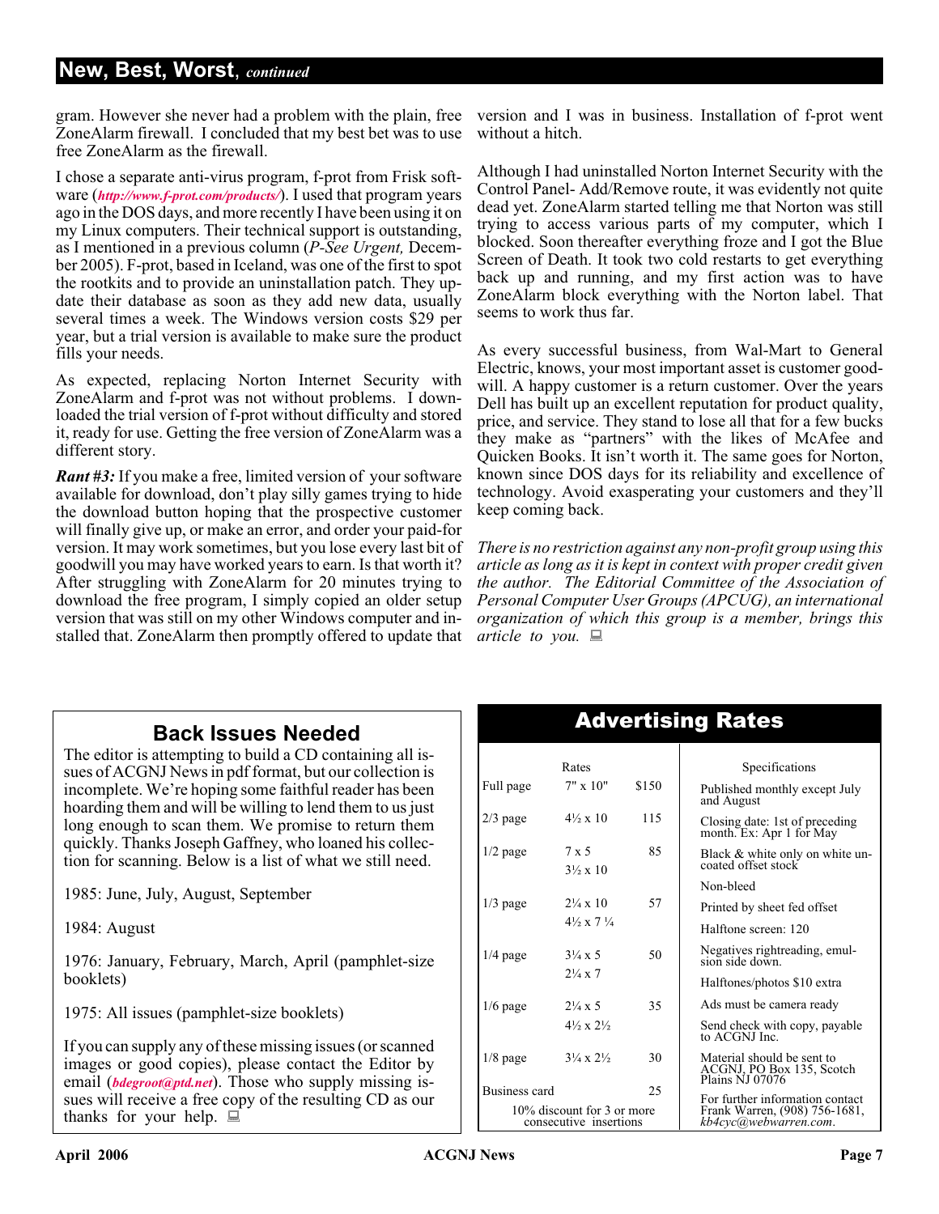## New, Best, Worst, *continued*

gram. However she never had a problem with the plain, free ZoneAlarm firewall. I concluded that my best bet was to use free ZoneAlarm as the firewall.

I chose a separate anti-virus program, f-prot from Frisk software (***http://www.f-prot.com/products/***). I used that program years ago in the DOS days, and more recently I have been using it on my Linux computers. Their technical support is outstanding, as I mentioned in a previous column (*P-See Urgent,* December 2005). F-prot, based in Iceland, was one of the first to spot the rootkits and to provide an uninstallation patch. They update their database as soon as they add new data, usually several times a week. The Windows version costs $29 per year, but a trial version is available to make sure the product fills your needs.

As expected, replacing Norton Internet Security with ZoneAlarm and f-prot was not without problems. I downloaded the trial version of f-prot without difficulty and stored it, ready for use. Getting the free version of ZoneAlarm was a different story.

***Rant #3:*** If you make a free, limited version of your software available for download, don't play silly games trying to hide the download button hoping that the prospective customer will finally give up, or make an error, and order your paid-for version. It may work sometimes, but you lose every last bit of goodwill you may have worked years to earn. Is that worth it? After struggling with ZoneAlarm for 20 minutes trying to download the free program, I simply copied an older setup version that was still on my other Windows computer and installed that. ZoneAlarm then promptly offered to update that version and I was in business. Installation of f-prot went without a hitch.

Although I had uninstalled Norton Internet Security with the Control Panel- Add/Remove route, it was evidently not quite dead yet. ZoneAlarm started telling me that Norton was still trying to access various parts of my computer, which I blocked. Soon thereafter everything froze and I got the Blue Screen of Death. It took two cold restarts to get everything back up and running, and my first action was to have ZoneAlarm block everything with the Norton label. That seems to work thus far.

As every successful business, from Wal-Mart to General Electric, knows, your most important asset is customer goodwill. A happy customer is a return customer. Over the years Dell has built up an excellent reputation for product quality, price, and service. They stand to lose all that for a few bucks they make as "partners" with the likes of McAfee and Quicken Books. It isn't worth it. The same goes for Norton, known since DOS days for its reliability and excellence of technology. Avoid exasperating your customers and they'll keep coming back.

*There is no restriction against any non-profit group using this article as long as it is kept in context with proper credit given the author. The Editorial Committee of the Association of Personal Computer User Groups (APCUG), an international organization of which this group is a member, brings this article to you.*

## Back Issues Needed

The editor is attempting to build a CD containing all issues of ACGNJ News in pdf format, but our collection is incomplete. We're hoping some faithful reader has been hoarding them and will be willing to lend them to us just long enough to scan them. We promise to return them quickly. Thanks Joseph Gaffney, who loaned his collection for scanning. Below is a list of what we still need.

1985: June, July, August, September

1984: August

1976: January, February, March, April (pamphlet-size booklets)

1975: All issues (pamphlet-size booklets)

If you can supply any of these missing issues (or scanned images or good copies), please contact the Editor by email (***bdegroot@ptd.net***). Those who supply missing issues will receive a free copy of the resulting CD as our thanks for your help.

## Advertising Rates

| | Rates | |
|---|---|---|
| Full page | 7" x 10" | $150 |
| 2/3 page | 4½ x 10 | 115 |
| 1/2 page | 7 x 5<br>3½ x 10 | 85 |
| 1/3 page | 2¼ x 10<br>4½ x 7 ¼ | 57 |
| 1/4 page | 3¼ x 5<br>2¼ x 7 | 50 |
| 1/6 page | 2¼ x 5<br>4½ x 2½ | 35 |
| 1/8 page | 3¼ x 2½ | 30 |
| Business card | | 25 |

10% discount for 3 or more consecutive insertions

**Specifications**

- Published monthly except July and August
- Closing date: 1st of preceding month. Ex: Apr 1 for May
- Black & white only on white uncoated offset stock
- Non-bleed
- Printed by sheet fed offset
- Halftone screen: 120
- Negatives rightreading, emulsion side down.
- Halftones/photos $10 extra
- Ads must be camera ready
- Send check with copy, payable to ACGNJ Inc.
- Material should be sent to ACGNJ, PO Box 135, Scotch Plains NJ 07076
- For further information contact Frank Warren, (908) 756-1681, *kb4cyc@webwarren.com*.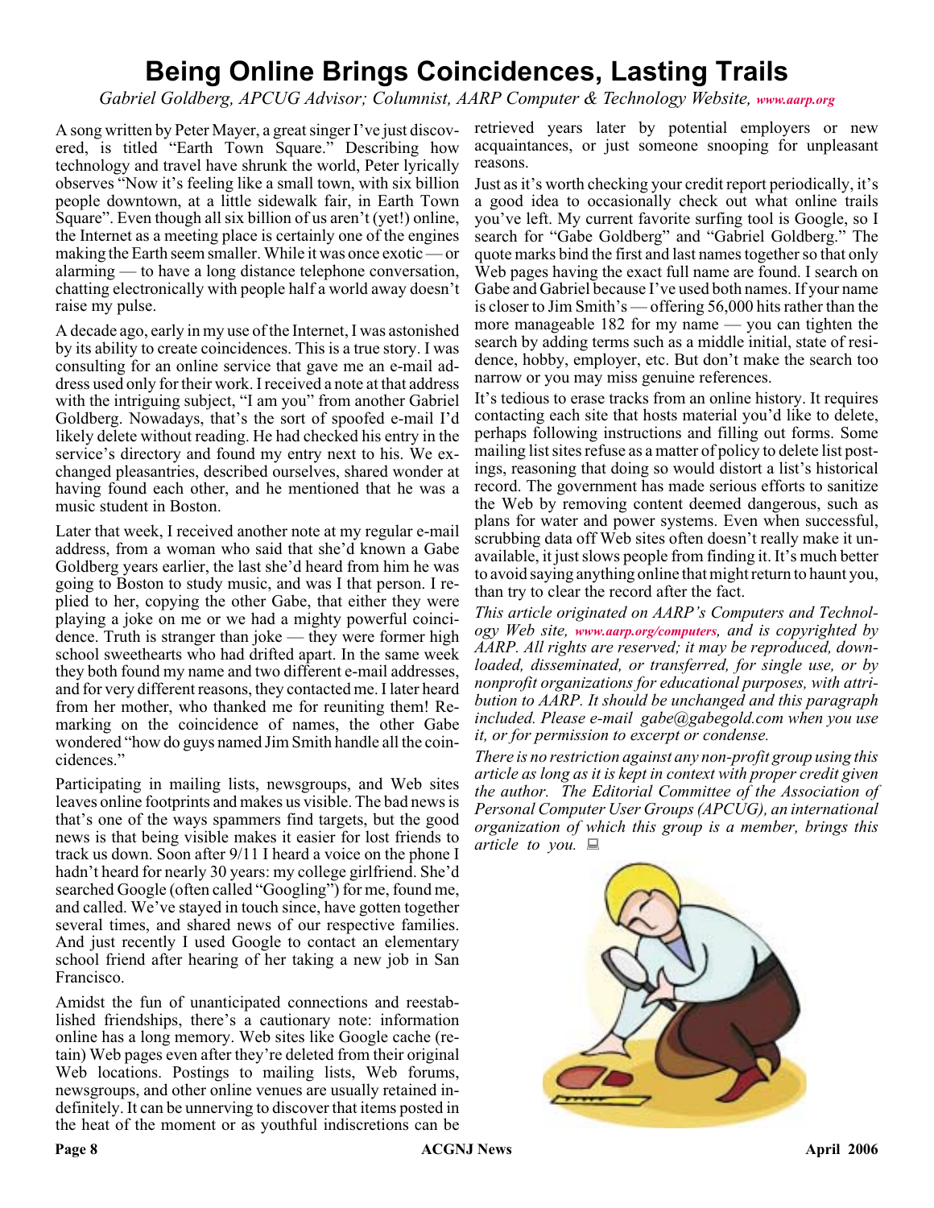# Being Online Brings Coincidences, Lasting Trails

*Gabriel Goldberg, APCUG Advisor; Columnist, AARP Computer & Technology Website, www.aarp.org*

A song written by Peter Mayer, a great singer I've just discovered, is titled "Earth Town Square." Describing how technology and travel have shrunk the world, Peter lyrically observes "Now it's feeling like a small town, with six billion people downtown, at a little sidewalk fair, in Earth Town Square". Even though all six billion of us aren't (yet!) online, the Internet as a meeting place is certainly one of the engines making the Earth seem smaller. While it was once exotic — or alarming — to have a long distance telephone conversation, chatting electronically with people half a world away doesn't raise my pulse.

A decade ago, early in my use of the Internet, I was astonished by its ability to create coincidences. This is a true story. I was consulting for an online service that gave me an e-mail address used only for their work. I received a note at that address with the intriguing subject, "I am you" from another Gabriel Goldberg. Nowadays, that's the sort of spoofed e-mail I'd likely delete without reading. He had checked his entry in the service's directory and found my entry next to his. We exchanged pleasantries, described ourselves, shared wonder at having found each other, and he mentioned that he was a music student in Boston.

Later that week, I received another note at my regular e-mail address, from a woman who said that she'd known a Gabe Goldberg years earlier, the last she'd heard from him he was going to Boston to study music, and was I that person. I replied to her, copying the other Gabe, that either they were playing a joke on me or we had a mighty powerful coincidence. Truth is stranger than joke — they were former high school sweethearts who had drifted apart. In the same week they both found my name and two different e-mail addresses, and for very different reasons, they contacted me. I later heard from her mother, who thanked me for reuniting them! Remarking on the coincidence of names, the other Gabe wondered "how do guys named Jim Smith handle all the coincidences."

Participating in mailing lists, newsgroups, and Web sites leaves online footprints and makes us visible. The bad news is that's one of the ways spammers find targets, but the good news is that being visible makes it easier for lost friends to track us down. Soon after 9/11 I heard a voice on the phone I hadn't heard for nearly 30 years: my college girlfriend. She'd searched Google (often called "Googling") for me, found me, and called. We've stayed in touch since, have gotten together several times, and shared news of our respective families. And just recently I used Google to contact an elementary school friend after hearing of her taking a new job in San Francisco.

Amidst the fun of unanticipated connections and reestablished friendships, there's a cautionary note: information online has a long memory. Web sites like Google cache (retain) Web pages even after they're deleted from their original Web locations. Postings to mailing lists, Web forums, newsgroups, and other online venues are usually retained indefinitely. It can be unnerving to discover that items posted in the heat of the moment or as youthful indiscretions can be retrieved years later by potential employers or new acquaintances, or just someone snooping for unpleasant reasons.

Just as it's worth checking your credit report periodically, it's a good idea to occasionally check out what online trails you've left. My current favorite surfing tool is Google, so I search for "Gabe Goldberg" and "Gabriel Goldberg." The quote marks bind the first and last names together so that only Web pages having the exact full name are found. I search on Gabe and Gabriel because I've used both names. If your name is closer to Jim Smith's — offering 56,000 hits rather than the more manageable 182 for my name — you can tighten the search by adding terms such as a middle initial, state of residence, hobby, employer, etc. But don't make the search too narrow or you may miss genuine references.

It's tedious to erase tracks from an online history. It requires contacting each site that hosts material you'd like to delete, perhaps following instructions and filling out forms. Some mailing list sites refuse as a matter of policy to delete list postings, reasoning that doing so would distort a list's historical record. The government has made serious efforts to sanitize the Web by removing content deemed dangerous, such as plans for water and power systems. Even when successful, scrubbing data off Web sites often doesn't really make it unavailable, it just slows people from finding it. It's much better to avoid saying anything online that might return to haunt you, than try to clear the record after the fact.

*This article originated on AARP's Computers and Technology Web site, www.aarp.org/computers, and is copyrighted by AARP. All rights are reserved; it may be reproduced, downloaded, disseminated, or transferred, for single use, or by nonprofit organizations for educational purposes, with attribution to AARP. It should be unchanged and this paragraph included. Please e-mail gabe@gabegold.com when you use it, or for permission to excerpt or condense.*

*There is no restriction against any non-profit group using this article as long as it is kept in context with proper credit given the author. The Editorial Committee of the Association of Personal Computer User Groups (APCUG), an international organization of which this group is a member, brings this article to you.*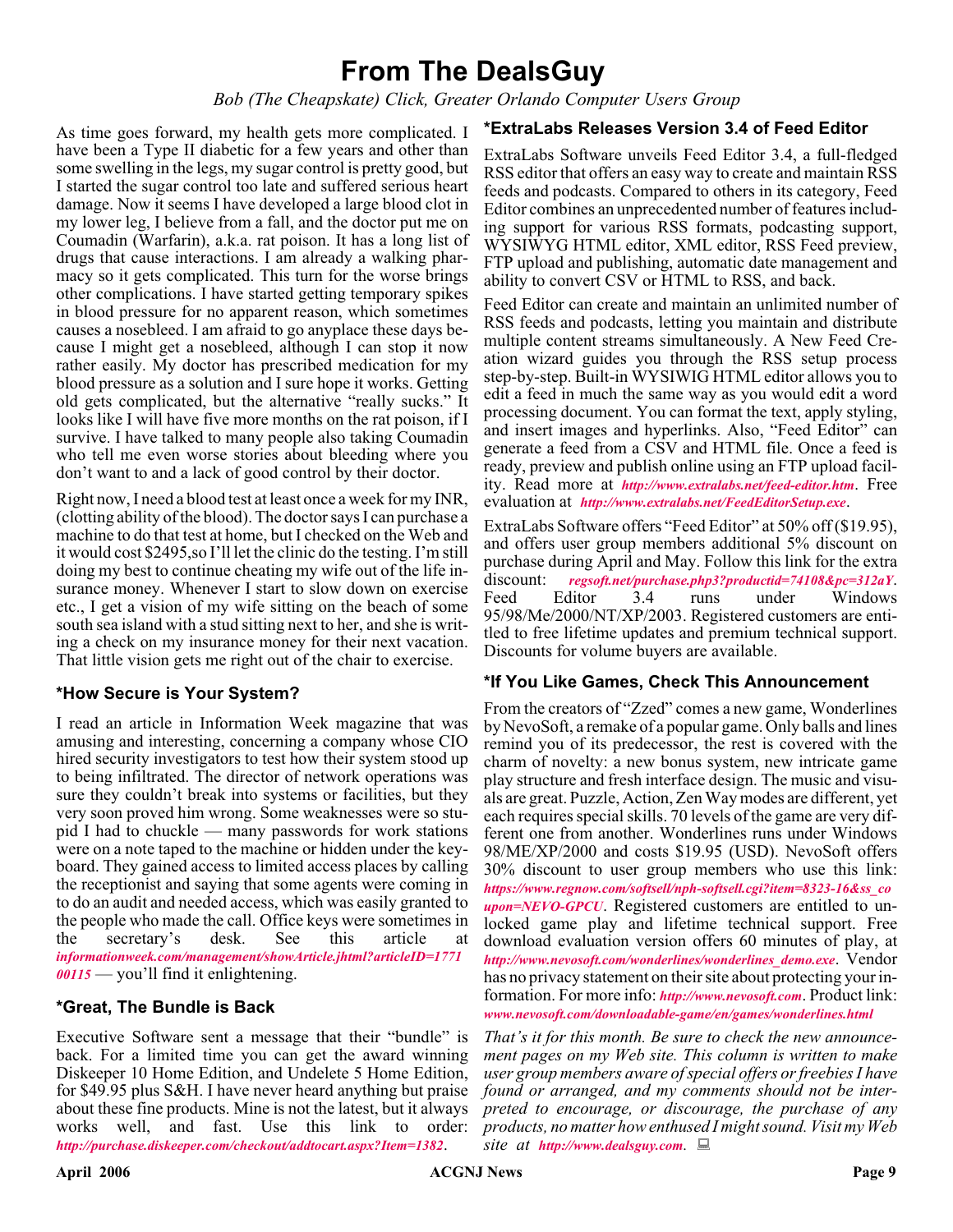# From The DealsGuy

*Bob (The Cheapskate) Click, Greater Orlando Computer Users Group*

As time goes forward, my health gets more complicated. I have been a Type II diabetic for a few years and other than some swelling in the legs, my sugar control is pretty good, but I started the sugar control too late and suffered serious heart damage. Now it seems I have developed a large blood clot in my lower leg, I believe from a fall, and the doctor put me on Coumadin (Warfarin), a.k.a. rat poison. It has a long list of drugs that cause interactions. I am already a walking pharmacy so it gets complicated. This turn for the worse brings other complications. I have started getting temporary spikes in blood pressure for no apparent reason, which sometimes causes a nosebleed. I am afraid to go anyplace these days because I might get a nosebleed, although I can stop it now rather easily. My doctor has prescribed medication for my blood pressure as a solution and I sure hope it works. Getting old gets complicated, but the alternative "really sucks." It looks like I will have five more months on the rat poison, if I survive. I have talked to many people also taking Coumadin who tell me even worse stories about bleeding where you don't want to and a lack of good control by their doctor.

Right now, I need a blood test at least once a week for my INR, (clotting ability of the blood). The doctor says I can purchase a machine to do that test at home, but I checked on the Web and it would cost $2495,so I'll let the clinic do the testing. I'm still doing my best to continue cheating my wife out of the life insurance money. Whenever I start to slow down on exercise etc., I get a vision of my wife sitting on the beach of some south sea island with a stud sitting next to her, and she is writing a check on my insurance money for their next vacation. That little vision gets me right out of the chair to exercise.

### *How Secure is Your System?

I read an article in Information Week magazine that was amusing and interesting, concerning a company whose CIO hired security investigators to test how their system stood up to being infiltrated. The director of network operations was sure they couldn't break into systems or facilities, but they very soon proved him wrong. Some weaknesses were so stupid I had to chuckle — many passwords for work stations were on a note taped to the machine or hidden under the keyboard. They gained access to limited access places by calling the receptionist and saying that some agents were coming in to do an audit and needed access, which was easily granted to the people who made the call. Office keys were sometimes in the secretary's desk. See this article at ***informationweek.com/management/showArticle.jhtml?articleID=177100115*** — you'll find it enlightening.

### *Great, The Bundle is Back

Executive Software sent a message that their "bundle" is back. For a limited time you can get the award winning Diskeeper 10 Home Edition, and Undelete 5 Home Edition, for $49.95 plus S&H. I have never heard anything but praise about these fine products. Mine is not the latest, but it always works well, and fast. Use this link to order: ***http://purchase.diskeeper.com/checkout/addtocart.aspx?Item=1382***.

### *ExtraLabs Releases Version 3.4 of Feed Editor

ExtraLabs Software unveils Feed Editor 3.4, a full-fledged RSS editor that offers an easy way to create and maintain RSS feeds and podcasts. Compared to others in its category, Feed Editor combines an unprecedented number of features including support for various RSS formats, podcasting support, WYSIWYG HTML editor, XML editor, RSS Feed preview, FTP upload and publishing, automatic date management and ability to convert CSV or HTML to RSS, and back.

Feed Editor can create and maintain an unlimited number of RSS feeds and podcasts, letting you maintain and distribute multiple content streams simultaneously. A New Feed Creation wizard guides you through the RSS setup process step-by-step. Built-in WYSIWIG HTML editor allows you to edit a feed in much the same way as you would edit a word processing document. You can format the text, apply styling, and insert images and hyperlinks. Also, "Feed Editor" can generate a feed from a CSV and HTML file. Once a feed is ready, preview and publish online using an FTP upload facility. Read more at ***http://www.extralabs.net/feed-editor.htm***. Free evaluation at ***http://www.extralabs.net/FeedEditorSetup.exe***.

ExtraLabs Software offers "Feed Editor" at 50% off ($19.95), and offers user group members additional 5% discount on purchase during April and May. Follow this link for the extra discount: ***regsoft.net/purchase.php3?productid=74108&pc=312aY***. Feed Editor 3.4 runs under Windows 95/98/Me/2000/NT/XP/2003. Registered customers are entitled to free lifetime updates and premium technical support. Discounts for volume buyers are available.

### *If You Like Games, Check This Announcement

From the creators of "Zzed" comes a new game, Wonderlines by NevoSoft, a remake of a popular game. Only balls and lines remind you of its predecessor, the rest is covered with the charm of novelty: a new bonus system, new intricate game play structure and fresh interface design. The music and visuals are great. Puzzle, Action, Zen Way modes are different, yet each requires special skills. 70 levels of the game are very different one from another. Wonderlines runs under Windows 98/ME/XP/2000 and costs $19.95 (USD). NevoSoft offers 30% discount to user group members who use this link: ***https://www.regnow.com/softsell/nph-softsell.cgi?item=8323-16&ss_coupon=NEVO-GPCU***. Registered customers are entitled to unlocked game play and lifetime technical support. Free download evaluation version offers 60 minutes of play, at ***http://www.nevosoft.com/wonderlines/wonderlines_demo.exe***. Vendor has no privacy statement on their site about protecting your information. For more info: ***http://www.nevosoft.com***. Product link: ***www.nevosoft.com/downloadable-game/en/games/wonderlines.html***

*That's it for this month. Be sure to check the new announcement pages on my Web site. This column is written to make user group members aware of special offers or freebies I have found or arranged, and my comments should not be interpreted to encourage, or discourage, the purchase of any products, no matter how enthused I might sound. Visit my Web site at* ***http://www.dealsguy.com***.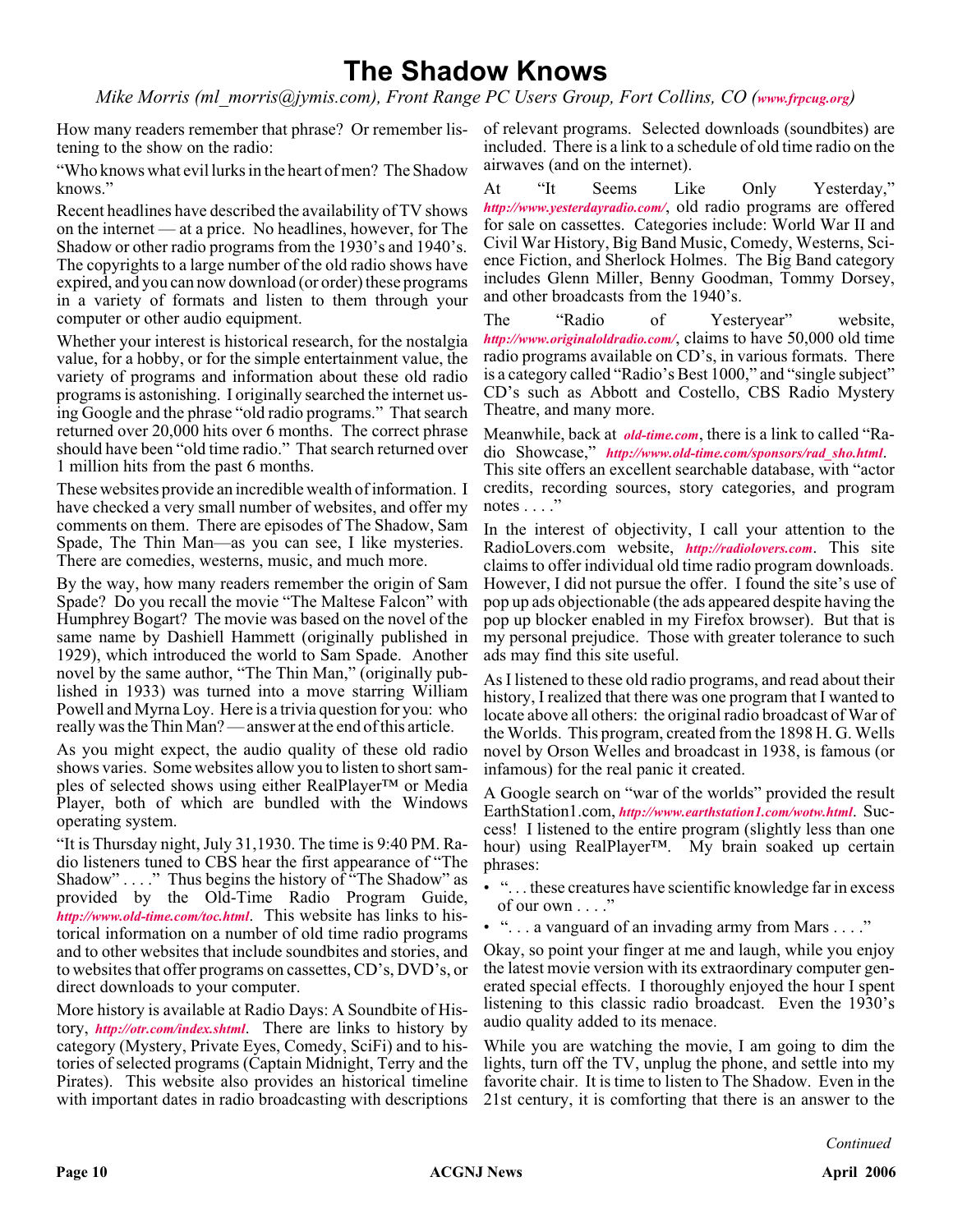# The Shadow Knows

*Mike Morris (ml_morris@jymis.com), Front Range PC Users Group, Fort Collins, CO (www.frpcug.org)*

How many readers remember that phrase? Or remember listening to the show on the radio:

"Who knows what evil lurks in the heart of men? The Shadow knows."

Recent headlines have described the availability of TV shows on the internet — at a price. No headlines, however, for The Shadow or other radio programs from the 1930's and 1940's. The copyrights to a large number of the old radio shows have expired, and you can now download (or order) these programs in a variety of formats and listen to them through your computer or other audio equipment.

Whether your interest is historical research, for the nostalgia value, for a hobby, or for the simple entertainment value, the variety of programs and information about these old radio programs is astonishing. I originally searched the internet using Google and the phrase "old radio programs." That search returned over 20,000 hits over 6 months. The correct phrase should have been "old time radio." That search returned over 1 million hits from the past 6 months.

These websites provide an incredible wealth of information. I have checked a very small number of websites, and offer my comments on them. There are episodes of The Shadow, Sam Spade, The Thin Man—as you can see, I like mysteries. There are comedies, westerns, music, and much more.

By the way, how many readers remember the origin of Sam Spade? Do you recall the movie "The Maltese Falcon" with Humphrey Bogart? The movie was based on the novel of the same name by Dashiell Hammett (originally published in 1929), which introduced the world to Sam Spade. Another novel by the same author, "The Thin Man," (originally published in 1933) was turned into a move starring William Powell and Myrna Loy. Here is a trivia question for you: who really was the Thin Man? — answer at the end of this article.

As you might expect, the audio quality of these old radio shows varies. Some websites allow you to listen to short samples of selected shows using either RealPlayer™ or Media Player, both of which are bundled with the Windows operating system.

"It is Thursday night, July 31,1930. The time is 9:40 PM. Radio listeners tuned to CBS hear the first appearance of "The Shadow" . . . ." Thus begins the history of "The Shadow" as provided by the Old-Time Radio Program Guide, *http://www.old-time.com/toc.html*. This website has links to historical information on a number of old time radio programs and to other websites that include soundbites and stories, and to websites that offer programs on cassettes, CD's, DVD's, or direct downloads to your computer.

More history is available at Radio Days: A Soundbite of History, *http://otr.com/index.shtml*. There are links to history by category (Mystery, Private Eyes, Comedy, SciFi) and to histories of selected programs (Captain Midnight, Terry and the Pirates). This website also provides an historical timeline with important dates in radio broadcasting with descriptions of relevant programs. Selected downloads (soundbites) are included. There is a link to a schedule of old time radio on the airwaves (and on the internet).

At "It Seems Like Only Yesterday," *http://www.yesterdayradio.com/*, old radio programs are offered for sale on cassettes. Categories include: World War II and Civil War History, Big Band Music, Comedy, Westerns, Science Fiction, and Sherlock Holmes. The Big Band category includes Glenn Miller, Benny Goodman, Tommy Dorsey, and other broadcasts from the 1940's.

The "Radio of Yesteryear" website, *http://www.originaloldradio.com/*, claims to have 50,000 old time radio programs available on CD's, in various formats. There is a category called "Radio's Best 1000," and "single subject" CD's such as Abbott and Costello, CBS Radio Mystery Theatre, and many more.

Meanwhile, back at *old-time.com*, there is a link to called "Radio Showcase," *http://www.old-time.com/sponsors/rad_sho.html*. This site offers an excellent searchable database, with "actor credits, recording sources, story categories, and program notes . . . ."

In the interest of objectivity, I call your attention to the RadioLovers.com website, *http://radiolovers.com*. This site claims to offer individual old time radio program downloads. However, I did not pursue the offer. I found the site's use of pop up ads objectionable (the ads appeared despite having the pop up blocker enabled in my Firefox browser). But that is my personal prejudice. Those with greater tolerance to such ads may find this site useful.

As I listened to these old radio programs, and read about their history, I realized that there was one program that I wanted to locate above all others: the original radio broadcast of War of the Worlds. This program, created from the 1898 H. G. Wells novel by Orson Welles and broadcast in 1938, is famous (or infamous) for the real panic it created.

A Google search on "war of the worlds" provided the result EarthStation1.com, *http://www.earthstation1.com/wotw.html*. Success! I listened to the entire program (slightly less than one hour) using RealPlayer™. My brain soaked up certain phrases:

- ". . . these creatures have scientific knowledge far in excess of our own . . . ."
- ". . . a vanguard of an invading army from Mars . . . ."

Okay, so point your finger at me and laugh, while you enjoy the latest movie version with its extraordinary computer generated special effects. I thoroughly enjoyed the hour I spent listening to this classic radio broadcast. Even the 1930's audio quality added to its menace.

While you are watching the movie, I am going to dim the lights, turn off the TV, unplug the phone, and settle into my favorite chair. It is time to listen to The Shadow. Even in the 21st century, it is comforting that there is an answer to the

*Continued*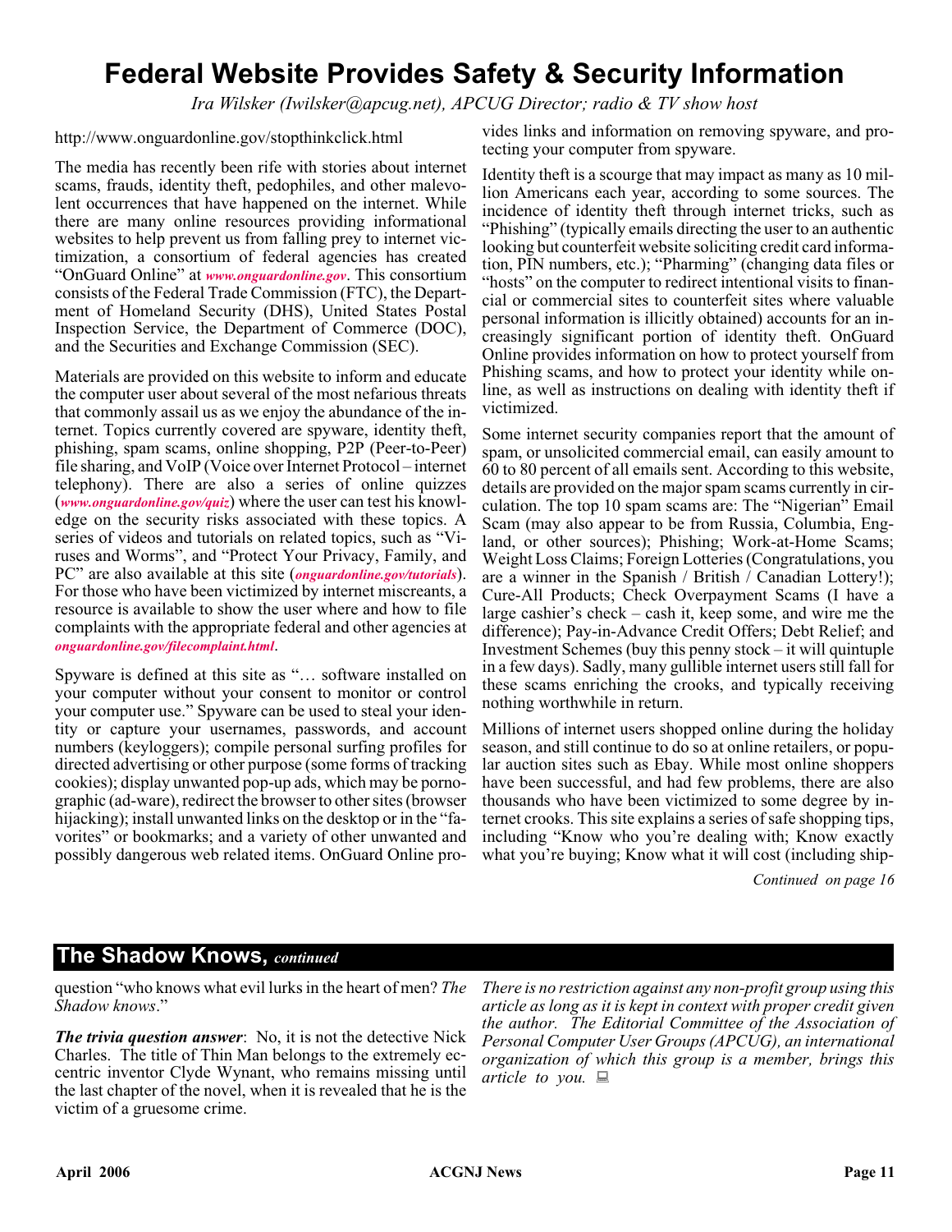# Federal Website Provides Safety & Security Information

*Ira Wilsker (Iwilsker@apcug.net), APCUG Director; radio & TV show host*

http://www.onguardonline.gov/stopthinkclick.html

The media has recently been rife with stories about internet scams, frauds, identity theft, pedophiles, and other malevolent occurrences that have happened on the internet. While there are many online resources providing informational websites to help prevent us from falling prey to internet victimization, a consortium of federal agencies has created "OnGuard Online" at ***www.onguardonline.gov***. This consortium consists of the Federal Trade Commission (FTC), the Department of Homeland Security (DHS), United States Postal Inspection Service, the Department of Commerce (DOC), and the Securities and Exchange Commission (SEC).

Materials are provided on this website to inform and educate the computer user about several of the most nefarious threats that commonly assail us as we enjoy the abundance of the internet. Topics currently covered are spyware, identity theft, phishing, spam scams, online shopping, P2P (Peer-to-Peer) file sharing, and VoIP (Voice over Internet Protocol – internet telephony). There are also a series of online quizzes (***www.onguardonline.gov/quiz***) where the user can test his knowledge on the security risks associated with these topics. A series of videos and tutorials on related topics, such as "Viruses and Worms", and "Protect Your Privacy, Family, and PC" are also available at this site (***onguardonline.gov/tutorials***). For those who have been victimized by internet miscreants, a resource is available to show the user where and how to file complaints with the appropriate federal and other agencies at ***onguardonline.gov/filecomplaint.html***.

Spyware is defined at this site as "… software installed on your computer without your consent to monitor or control your computer use." Spyware can be used to steal your identity or capture your usernames, passwords, and account numbers (keyloggers); compile personal surfing profiles for directed advertising or other purpose (some forms of tracking cookies); display unwanted pop-up ads, which may be pornographic (ad-ware), redirect the browser to other sites (browser hijacking); install unwanted links on the desktop or in the "favorites" or bookmarks; and a variety of other unwanted and possibly dangerous web related items. OnGuard Online provides links and information on removing spyware, and protecting your computer from spyware.

Identity theft is a scourge that may impact as many as 10 million Americans each year, according to some sources. The incidence of identity theft through internet tricks, such as "Phishing" (typically emails directing the user to an authentic looking but counterfeit website soliciting credit card information, PIN numbers, etc.); "Pharming" (changing data files or "hosts" on the computer to redirect intentional visits to financial or commercial sites to counterfeit sites where valuable personal information is illicitly obtained) accounts for an increasingly significant portion of identity theft. OnGuard Online provides information on how to protect yourself from Phishing scams, and how to protect your identity while online, as well as instructions on dealing with identity theft if victimized.

Some internet security companies report that the amount of spam, or unsolicited commercial email, can easily amount to 60 to 80 percent of all emails sent. According to this website, details are provided on the major spam scams currently in circulation. The top 10 spam scams are: The "Nigerian" Email Scam (may also appear to be from Russia, Columbia, England, or other sources); Phishing; Work-at-Home Scams; Weight Loss Claims; Foreign Lotteries (Congratulations, you are a winner in the Spanish / British / Canadian Lottery!); Cure-All Products; Check Overpayment Scams (I have a large cashier's check – cash it, keep some, and wire me the difference); Pay-in-Advance Credit Offers; Debt Relief; and Investment Schemes (buy this penny stock – it will quintuple in a few days). Sadly, many gullible internet users still fall for these scams enriching the crooks, and typically receiving nothing worthwhile in return.

Millions of internet users shopped online during the holiday season, and still continue to do so at online retailers, or popular auction sites such as Ebay. While most online shoppers have been successful, and had few problems, there are also thousands who have been victimized to some degree by internet crooks. This site explains a series of safe shopping tips, including "Know who you're dealing with; Know exactly what you're buying; Know what it will cost (including ship-

*Continued on page 16*

## The Shadow Knows, *continued*

question "who knows what evil lurks in the heart of men? *The Shadow knows*."

***The trivia question answer***: No, it is not the detective Nick Charles. The title of Thin Man belongs to the extremely eccentric inventor Clyde Wynant, who remains missing until the last chapter of the novel, when it is revealed that he is the victim of a gruesome crime.

*There is no restriction against any non-profit group using this article as long as it is kept in context with proper credit given the author. The Editorial Committee of the Association of Personal Computer User Groups (APCUG), an international organization of which this group is a member, brings this article to you.*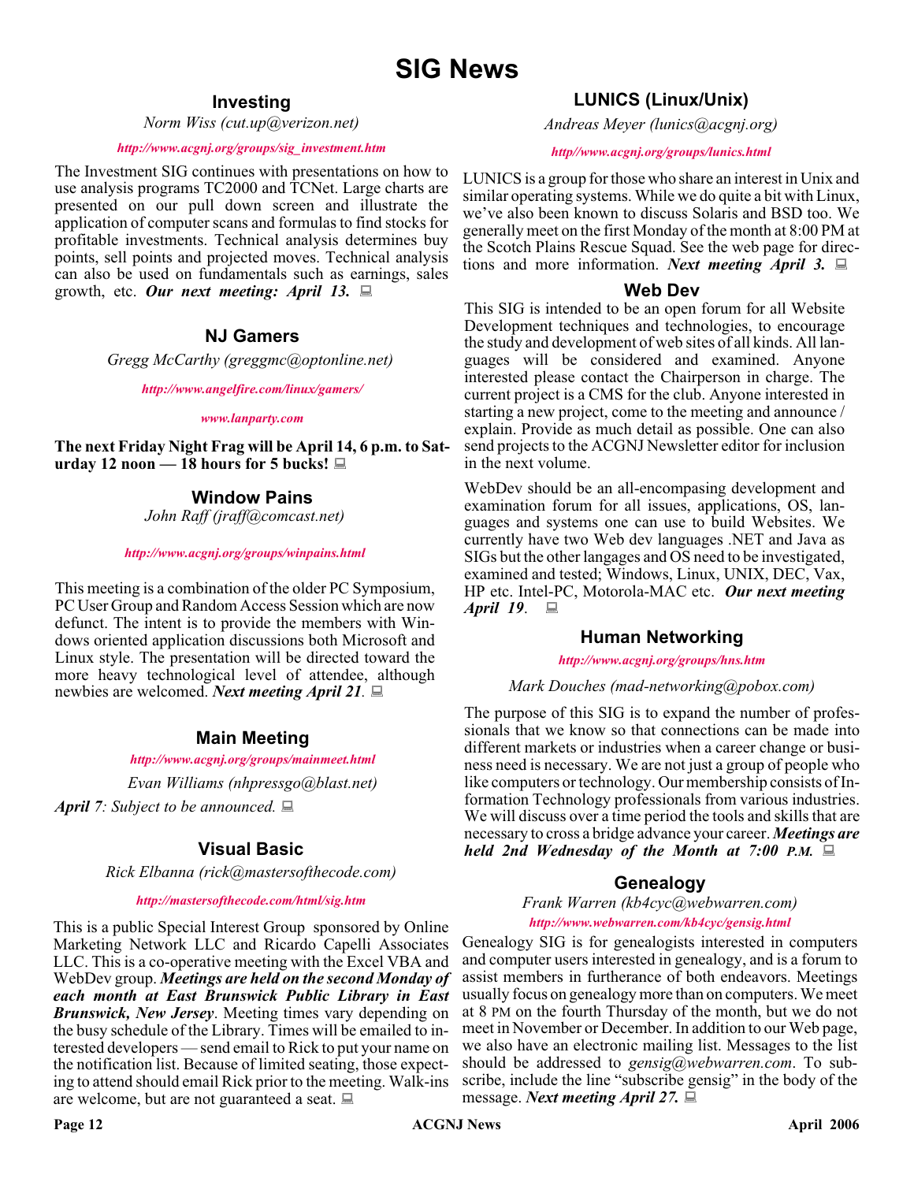# SIG News

## Investing

*Norm Wiss (cut.up@verizon.net)*

*http://www.acgnj.org/groups/sig_investment.htm*

The Investment SIG continues with presentations on how to use analysis programs TC2000 and TCNet. Large charts are presented on our pull down screen and illustrate the application of computer scans and formulas to find stocks for profitable investments. Technical analysis determines buy points, sell points and projected moves. Technical analysis can also be used on fundamentals such as earnings, sales growth, etc. ***Our next meeting: April 13.***

## NJ Gamers

*Gregg McCarthy (greggmc@optonline.net)*

*http://www.angelfire.com/linux/gamers/*

*www.lanparty.com*

**The next Friday Night Frag will be April 14, 6 p.m. to Saturday 12 noon — 18 hours for 5 bucks!**

## Window Pains

*John Raff (jraff@comcast.net)*

*http://www.acgnj.org/groups/winpains.html*

This meeting is a combination of the older PC Symposium, PC User Group and Random Access Session which are now defunct. The intent is to provide the members with Windows oriented application discussions both Microsoft and Linux style. The presentation will be directed toward the more heavy technological level of attendee, although newbies are welcomed. ***Next meeting April 21.***

## Main Meeting

*http://www.acgnj.org/groups/mainmeet.html*

*Evan Williams (nhpressgo@blast.net)*

***April** 7: Subject to be announced.*

## Visual Basic

*Rick Elbanna (rick@mastersofthecode.com)*

*http://mastersofthecode.com/html/sig.htm*

This is a public Special Interest Group sponsored by Online Marketing Network LLC and Ricardo Capelli Associates LLC. This is a co-operative meeting with the Excel VBA and WebDev group. ***Meetings are held on the second Monday of each month at East Brunswick Public Library in East Brunswick, New Jersey***. Meeting times vary depending on the busy schedule of the Library. Times will be emailed to interested developers — send email to Rick to put your name on the notification list. Because of limited seating, those expecting to attend should email Rick prior to the meeting. Walk-ins are welcome, but are not guaranteed a seat.

## LUNICS (Linux/Unix)

*Andreas Meyer (lunics@acgnj.org)*

*http//www.acgnj.org/groups/lunics.html*

LUNICS is a group for those who share an interest in Unix and similar operating systems. While we do quite a bit with Linux, we've also been known to discuss Solaris and BSD too. We generally meet on the first Monday of the month at 8:00 PM at the Scotch Plains Rescue Squad. See the web page for directions and more information. ***Next meeting April 3.***

## Web Dev

This SIG is intended to be an open forum for all Website Development techniques and technologies, to encourage the study and development of web sites of all kinds. All languages will be considered and examined. Anyone interested please contact the Chairperson in charge. The current project is a CMS for the club. Anyone interested in starting a new project, come to the meeting and announce / explain. Provide as much detail as possible. One can also send projects to the ACGNJ Newsletter editor for inclusion in the next volume.

WebDev should be an all-encompasing development and examination forum for all issues, applications, OS, languages and systems one can use to build Websites. We currently have two Web dev languages .NET and Java as SIGs but the other langages and OS need to be investigated, examined and tested; Windows, Linux, UNIX, DEC, Vax, HP etc. Intel-PC, Motorola-MAC etc. ***Our next meeting April 19***.

## Human Networking

*http://www.acgnj.org/groups/hns.htm*

*Mark Douches (mad-networking@pobox.com)*

The purpose of this SIG is to expand the number of professionals that we know so that connections can be made into different markets or industries when a career change or business need is necessary. We are not just a group of people who like computers or technology. Our membership consists of Information Technology professionals from various industries. We will discuss over a time period the tools and skills that are necessary to cross a bridge advance your career. ***Meetings are held 2nd Wednesday of the Month at 7:00 P.M.***

## Genealogy

*Frank Warren (kb4cyc@webwarren.com)*

*http://www.webwarren.com/kb4cyc/gensig.html*

Genealogy SIG is for genealogists interested in computers and computer users interested in genealogy, and is a forum to assist members in furtherance of both endeavors. Meetings usually focus on genealogy more than on computers. We meet at 8 PM on the fourth Thursday of the month, but we do not meet in November or December. In addition to our Web page, we also have an electronic mailing list. Messages to the list should be addressed to *gensig@webwarren.com*. To subscribe, include the line "subscribe gensig" in the body of the message. ***Next meeting April 27.***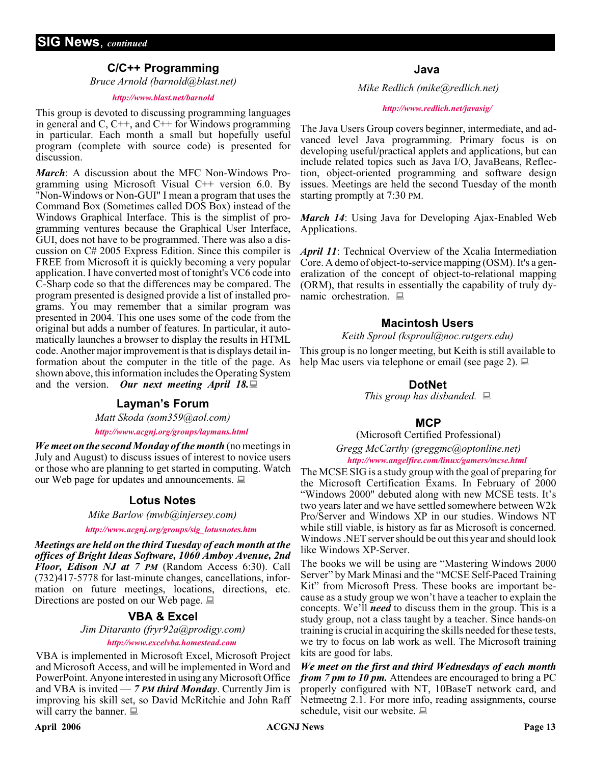## SIG News, *continued*

### C/C++ Programming

*Bruce Arnold (barnold@blast.net)*

*http://www.blast.net/barnold*

This group is devoted to discussing programming languages in general and C, C++, and C++ for Windows programming in particular. Each month a small but hopefully useful program (complete with source code) is presented for discussion.

***March***: A discussion about the MFC Non-Windows Programming using Microsoft Visual C++ version 6.0. By "Non-Windows or Non-GUI" I mean a program that uses the Command Box (Sometimes called DOS Box) instead of the Windows Graphical Interface. This is the simplist of programming ventures because the Graphical User Interface, GUI, does not have to be programmed. There was also a discussion on C# 2005 Express Edition. Since this compiler is FREE from Microsoft it is quickly becoming a very popular application. I have converted most of tonight's VC6 code into C-Sharp code so that the differences may be compared. The program presented is designed provide a list of installed programs. You may remember that a similar program was presented in 2004. This one uses some of the code from the original but adds a number of features. In particular, it automatically launches a browser to display the results in HTML code. Another major improvement is that is displays detail information about the computer in the title of the page. As shown above, this information includes the Operating System and the version. ***Our next meeting April 18.***

### Layman's Forum

*Matt Skoda (som359@aol.com)*

*http://www.acgnj.org/groups/laymans.html*

***We meet on the second Monday of the month*** (no meetings in July and August) to discuss issues of interest to novice users or those who are planning to get started in computing. Watch our Web page for updates and announcements.

### Lotus Notes

*Mike Barlow (mwb@injersey.com)*

*http://www.acgnj.org/groups/sig_lotusnotes.htm*

***Meetings are held on the third Tuesday of each month at the offices of Bright Ideas Software, 1060 Amboy Avenue, 2nd Floor, Edison NJ at 7 PM*** (Random Access 6:30). Call (732)417-5778 for last-minute changes, cancellations, information on future meetings, locations, directions, etc. Directions are posted on our Web page.

### VBA & Excel

*Jim Ditaranto (fryr92a@prodigy.com)*

*http://www.excelvba.homestead.com*

VBA is implemented in Microsoft Excel, Microsoft Project and Microsoft Access, and will be implemented in Word and PowerPoint. Anyone interested in using any Microsoft Office and VBA is invited — ***7 PM third Monday***. Currently Jim is improving his skill set, so David McRitchie and John Raff will carry the banner.

### Java

*Mike Redlich (mike@redlich.net)*

*http://www.redlich.net/javasig/*

The Java Users Group covers beginner, intermediate, and advanced level Java programming. Primary focus is on developing useful/practical applets and applications, but can include related topics such as Java I/O, JavaBeans, Reflection, object-oriented programming and software design issues. Meetings are held the second Tuesday of the month starting promptly at 7:30 PM.

***March 14***: Using Java for Developing Ajax-Enabled Web Applications.

***April 11***: Technical Overview of the Xcalia Intermediation Core. A demo of object-to-service mapping (OSM). It's a generalization of the concept of object-to-relational mapping (ORM), that results in essentially the capability of truly dynamic orchestration.

### Macintosh Users

*Keith Sproul (ksproul@noc.rutgers.edu)*

This group is no longer meeting, but Keith is still available to help Mac users via telephone or email (see page 2).

### DotNet

*This group has disbanded.*

### MCP

(Microsoft Certified Professional)

*Gregg McCarthy (greggmc@optonline.net)*

*http://www.angelfire.com/linux/gamers/mcse.html*

The MCSE SIG is a study group with the goal of preparing for the Microsoft Certification Exams. In February of 2000 "Windows 2000" debuted along with new MCSE tests. It's two years later and we have settled somewhere between W2k Pro/Server and Windows XP in our studies. Windows NT while still viable, is history as far as Microsoft is concerned. Windows .NET server should be out this year and should look like Windows XP-Server.

The books we will be using are "Mastering Windows 2000 Server" by Mark Minasi and the "MCSE Self-Paced Training Kit" from Microsoft Press. These books are important because as a study group we won't have a teacher to explain the concepts. We'll ***need*** to discuss them in the group. This is a study group, not a class taught by a teacher. Since hands-on training is crucial in acquiring the skills needed for these tests, we try to focus on lab work as well. The Microsoft training kits are good for labs.

***We meet on the first and third Wednesdays of each month from 7 pm to 10 pm.*** Attendees are encouraged to bring a PC properly configured with NT, 10BaseT network card, and Netmeetng 2.1. For more info, reading assignments, course schedule, visit our website.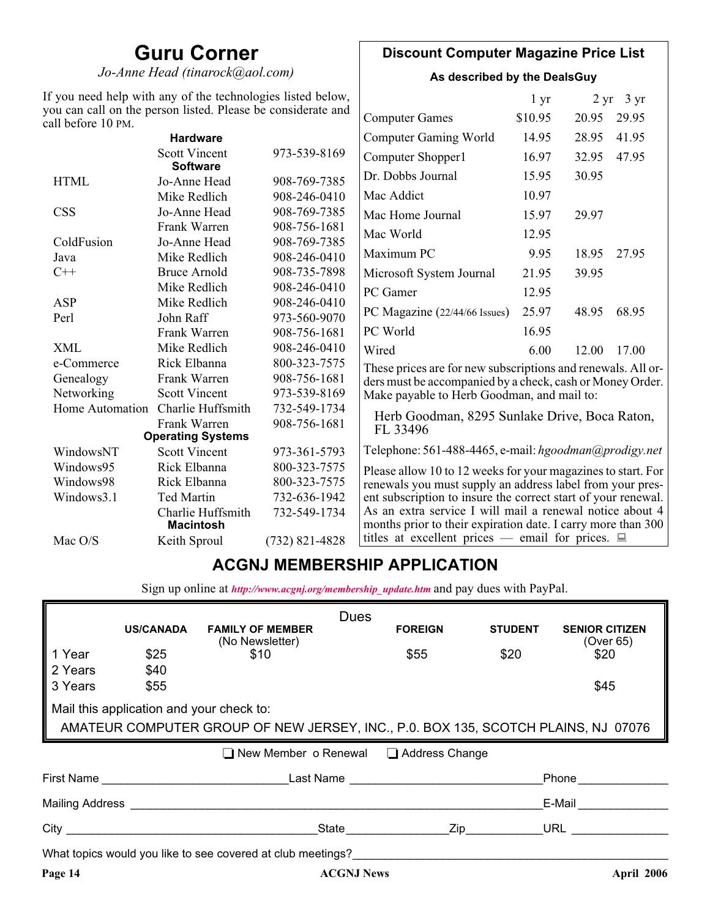## Guru Corner

*Jo-Anne Head (tinarock@aol.com)*

If you need help with any of the technologies listed below, you can call on the person listed. Please be considerate and call before 10 PM.

| | | |
|---|---|---|
| | **Hardware** | |
| | Scott Vincent | 973-539-8169 |
| | **Software** | |
| HTML | Jo-Anne Head | 908-769-7385 |
| | Mike Redlich | 908-246-0410 |
| CSS | Jo-Anne Head | 908-769-7385 |
| | Frank Warren | 908-756-1681 |
| ColdFusion | Jo-Anne Head | 908-769-7385 |
| Java | Mike Redlich | 908-246-0410 |
| C++ | Bruce Arnold | 908-735-7898 |
| | Mike Redlich | 908-246-0410 |
| ASP | Mike Redlich | 908-246-0410 |
| Perl | John Raff | 973-560-9070 |
| | Frank Warren | 908-756-1681 |
| XML | Mike Redlich | 908-246-0410 |
| e-Commerce | Rick Elbanna | 800-323-7575 |
| Genealogy | Frank Warren | 908-756-1681 |
| Networking | Scott Vincent | 973-539-8169 |
| Home Automation | Charlie Huffsmith | 732-549-1734 |
| | Frank Warren | 908-756-1681 |
| | **Operating Systems** | |
| WindowsNT | Scott Vincent | 973-361-5793 |
| Windows95 | Rick Elbanna | 800-323-7575 |
| Windows98 | Rick Elbanna | 800-323-7575 |
| Windows3.1 | Ted Martin | 732-636-1942 |
| | Charlie Huffsmith | 732-549-1734 |
| | **Macintosh** | |
| Mac O/S | Keith Sproul | (732) 821-4828 |

## Discount Computer Magazine Price List

**As described by the DealsGuy**

| | 1 yr | 2 yr | 3 yr |
|---|---|---|---|
| Computer Games | $10.95 | 20.95 | 29.95 |
| Computer Gaming World | 14.95 | 28.95 | 41.95 |
| Computer Shopper1 | 16.97 | 32.95 | 47.95 |
| Dr. Dobbs Journal | 15.95 | 30.95 | |
| Mac Addict | 10.97 | | |
| Mac Home Journal | 15.97 | 29.97 | |
| Mac World | 12.95 | | |
| Maximum PC | 9.95 | 18.95 | 27.95 |
| Microsoft System Journal | 21.95 | 39.95 | |
| PC Gamer | 12.95 | | |
| PC Magazine (22/44/66 Issues) | 25.97 | 48.95 | 68.95 |
| PC World | 16.95 | | |
| Wired | 6.00 | 12.00 | 17.00 |

These prices are for new subscriptions and renewals. All orders must be accompanied by a check, cash or Money Order. Make payable to Herb Goodman, and mail to:

Herb Goodman, 8295 Sunlake Drive, Boca Raton, FL 33496

Telephone: 561-488-4465, e-mail: *hgoodman@prodigy.net*

Please allow 10 to 12 weeks for your magazines to start. For renewals you must supply an address label from your present subscription to insure the correct start of your renewal. As an extra service I will mail a renewal notice about 4 months prior to their expiration date. I carry more than 300 titles at excellent prices — email for prices.

## ACGNJ MEMBERSHIP APPLICATION

Sign up online at ***http://www.acgnj.org/membership_update.htm*** and pay dues with PayPal.

**Dues**

| | US/CANADA | FAMILY OF MEMBER (No Newsletter) | FOREIGN | STUDENT | SENIOR CITIZEN (Over 65) |
|---|---|---|---|---|---|
| 1 Year | $25 | $10 | $55 | $20 | $20 |
| 2 Years | $40 | | | | |
| 3 Years | $55 | | | | $45 |

Mail this application and your check to:

AMATEUR COMPUTER GROUP OF NEW JERSEY, INC., P.0. BOX 135, SCOTCH PLAINS, NJ 07076

❑ New Member o Renewal ❑ Address Change

First Name ____________________ Last Name ____________________ Phone __________

Mailing Address ________________________________________ E-Mail __________

City ____________________ State __________ Zip ________ URL __________

What topics would you like to see covered at club meetings? ____________________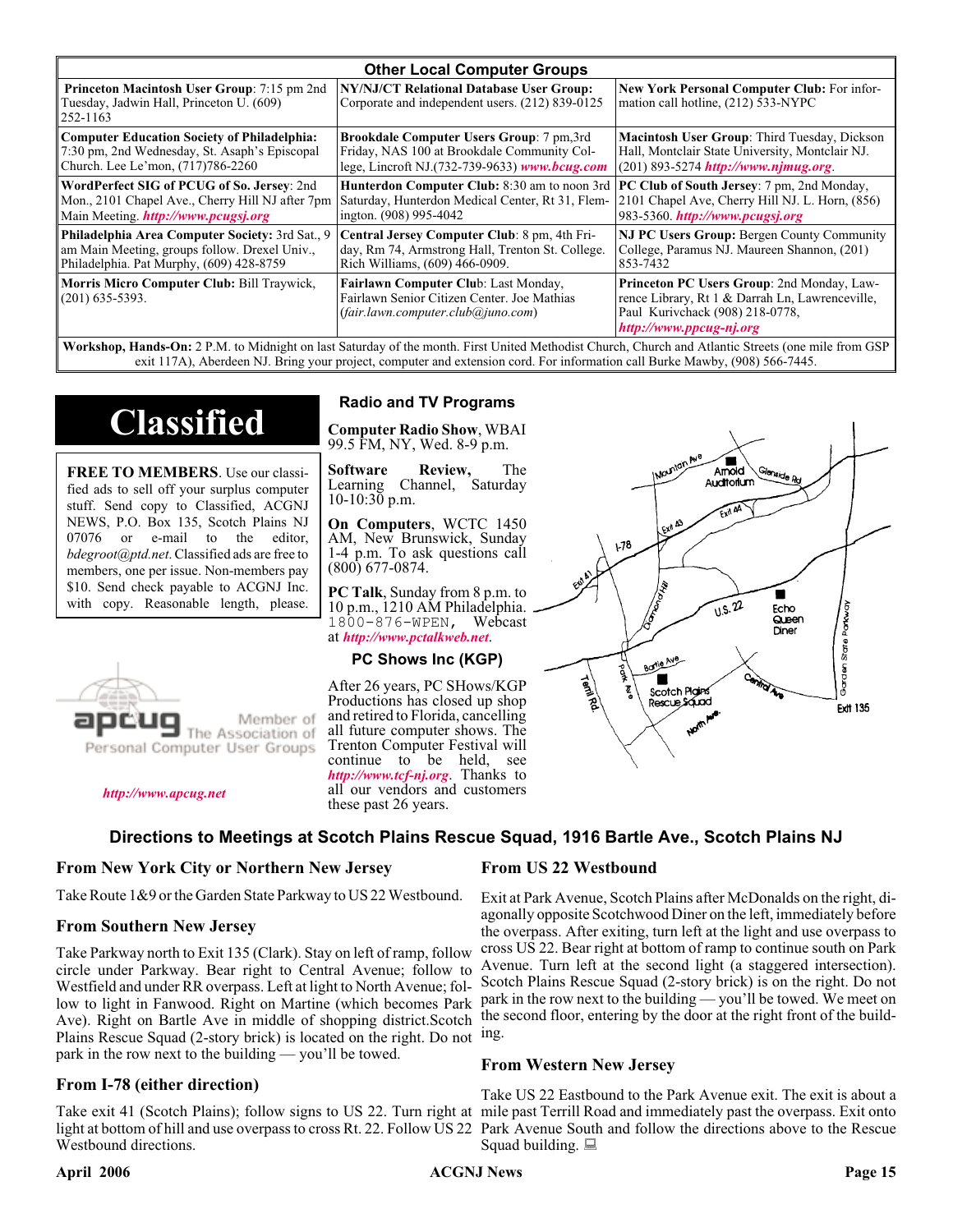| Other Local Computer Groups | | |
|---|---|---|
| **Princeton Macintosh User Group**: 7:15 pm 2nd Tuesday, Jadwin Hall, Princeton U. (609) 252-1163 | **NY/NJ/CT Relational Database User Group:** Corporate and independent users. (212) 839-0125 | **New York Personal Computer Club:** For information call hotline, (212) 533-NYPC |
| **Computer Education Society of Philadelphia:** 7:30 pm, 2nd Wednesday, St. Asaph's Episcopal Church. Lee Le'mon, (717)786-2260 | **Brookdale Computer Users Group**: 7 pm,3rd Friday, NAS 100 at Brookdale Community College, Lincroft NJ.(732-739-9633) ***www.bcug.com*** | **Macintosh User Group**: Third Tuesday, Dickson Hall, Montclair State University, Montclair NJ. (201) 893-5274 ***http://www.njmug.org***. |
| **WordPerfect SIG of PCUG of So. Jersey**: 2nd Mon., 2101 Chapel Ave., Cherry Hill NJ after 7pm Main Meeting. ***http://www.pcugsj.org*** | **Hunterdon Computer Club:** 8:30 am to noon 3rd Saturday, Hunterdon Medical Center, Rt 31, Flemington. (908) 995-4042 | **PC Club of South Jersey**: 7 pm, 2nd Monday, 2101 Chapel Ave, Cherry Hill NJ. L. Horn, (856) 983-5360. ***http://www.pcugsj.org*** |
| **Philadelphia Area Computer Society:** 3rd Sat., 9 am Main Meeting, groups follow. Drexel Univ., Philadelphia. Pat Murphy, (609) 428-8759 | **Central Jersey Computer Club**: 8 pm, 4th Friday, Rm 74, Armstrong Hall, Trenton St. College. Rich Williams, (609) 466-0909. | **NJ PC Users Group:** Bergen County Community College, Paramus NJ. Maureen Shannon, (201) 853-7432 |
| **Morris Micro Computer Club:** Bill Traywick, (201) 635-5393. | **Fairlawn Computer Clu**b: Last Monday, Fairlawn Senior Citizen Center. Joe Mathias (*fair.lawn.computer.club@juno.com*) | **Princeton PC Users Group**: 2nd Monday, Lawrence Library, Rt 1 & Darrah Ln, Lawrenceville, Paul Kurivchack (908) 218-0778, ***http://www.ppcug-nj.org*** |

**Workshop, Hands-On:** 2 P.M. to Midnight on last Saturday of the month. First United Methodist Church, Church and Atlantic Streets (one mile from GSP exit 117A), Aberdeen NJ. Bring your project, computer and extension cord. For information call Burke Mawby, (908) 566-7445.

# Classified

**FREE TO MEMBERS**. Use our classified ads to sell off your surplus computer stuff. Send copy to Classified, ACGNJ NEWS, P.O. Box 135, Scotch Plains NJ 07076 or e-mail to the editor, *bdegroot@ptd.net*. Classified ads are free to members, one per issue. Non-members pay $10. Send check payable to ACGNJ Inc. with copy. Reasonable length, please.

apcug Member of The Association of Personal Computer User Groups

***http://www.apcug.net***

## Radio and TV Programs

**Computer Radio Show**, WBAI 99.5 FM, NY, Wed. 8-9 p.m.

**Software Review,** The Learning Channel, Saturday 10-10:30 p.m.

**On Computers**, WCTC 1450 AM, New Brunswick, Sunday 1-4 p.m. To ask questions call (800) 677-0874.

**PC Talk**, Sunday from 8 p.m. to 10 p.m., 1210 AM Philadelphia. 1800-876-WPEN, Webcast at ***http://www.pctalkweb.net***.

## PC Shows Inc (KGP)

After 26 years, PC SHows/KGP Productions has closed up shop and retired to Florida, cancelling all future computer shows. The Trenton Computer Festival will continue to be held, see ***http://www.tcf-nj.org***. Thanks to all our vendors and customers these past 26 years.

## Directions to Meetings at Scotch Plains Rescue Squad, 1916 Bartle Ave., Scotch Plains NJ

### From New York City or Northern New Jersey

Take Route 1&9 or the Garden State Parkway to US 22 Westbound.

### From Southern New Jersey

Take Parkway north to Exit 135 (Clark). Stay on left of ramp, follow circle under Parkway. Bear right to Central Avenue; follow to Westfield and under RR overpass. Left at light to North Avenue; follow to light in Fanwood. Right on Martine (which becomes Park Ave). Right on Bartle Ave in middle of shopping district.Scotch Plains Rescue Squad (2-story brick) is located on the right. Do not park in the row next to the building — you'll be towed.

### From I-78 (either direction)

Take exit 41 (Scotch Plains); follow signs to US 22. Turn right at light at bottom of hill and use overpass to cross Rt. 22. Follow US 22 Westbound directions.

### From US 22 Westbound

Exit at Park Avenue, Scotch Plains after McDonalds on the right, diagonally opposite Scotchwood Diner on the left, immediately before the overpass. After exiting, turn left at the light and use overpass to cross US 22. Bear right at bottom of ramp to continue south on Park Avenue. Turn left at the second light (a staggered intersection). Scotch Plains Rescue Squad (2-story brick) is on the right. Do not park in the row next to the building — you'll be towed. We meet on the second floor, entering by the door at the right front of the building.

### From Western New Jersey

Take US 22 Eastbound to the Park Avenue exit. The exit is about a mile past Terrill Road and immediately past the overpass. Exit onto Park Avenue South and follow the directions above to the Rescue Squad building.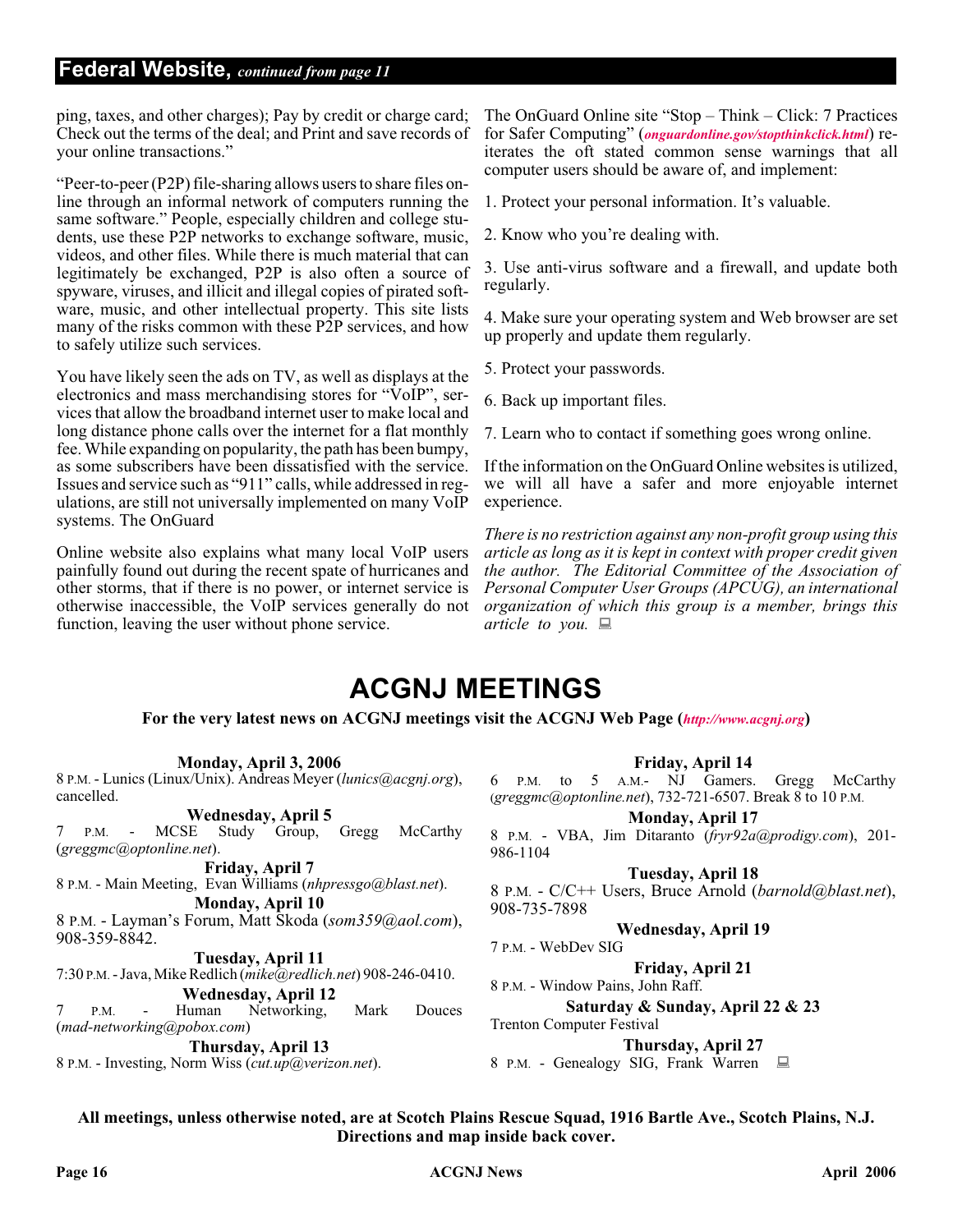## Federal Website, *continued from page 11*

ping, taxes, and other charges); Pay by credit or charge card; Check out the terms of the deal; and Print and save records of your online transactions."

"Peer-to-peer (P2P) file-sharing allows users to share files online through an informal network of computers running the same software." People, especially children and college students, use these P2P networks to exchange software, music, videos, and other files. While there is much material that can legitimately be exchanged, P2P is also often a source of spyware, viruses, and illicit and illegal copies of pirated software, music, and other intellectual property. This site lists many of the risks common with these P2P services, and how to safely utilize such services.

You have likely seen the ads on TV, as well as displays at the electronics and mass merchandising stores for "VoIP", services that allow the broadband internet user to make local and long distance phone calls over the internet for a flat monthly fee. While expanding on popularity, the path has been bumpy, as some subscribers have been dissatisfied with the service. Issues and service such as "911" calls, while addressed in regulations, are still not universally implemented on many VoIP systems. The OnGuard

Online website also explains what many local VoIP users painfully found out during the recent spate of hurricanes and other storms, that if there is no power, or internet service is otherwise inaccessible, the VoIP services generally do not function, leaving the user without phone service.

The OnGuard Online site "Stop – Think – Click: 7 Practices for Safer Computing" (*onguardonline.gov/stopthinkclick.html*) reiterates the oft stated common sense warnings that all computer users should be aware of, and implement:

1. Protect your personal information. It's valuable.

2. Know who you're dealing with.

3. Use anti-virus software and a firewall, and update both regularly.

4. Make sure your operating system and Web browser are set up properly and update them regularly.

5. Protect your passwords.

6. Back up important files.

7. Learn who to contact if something goes wrong online.

If the information on the OnGuard Online websites is utilized, we will all have a safer and more enjoyable internet experience.

*There is no restriction against any non-profit group using this article as long as it is kept in context with proper credit given the author. The Editorial Committee of the Association of Personal Computer User Groups (APCUG), an international organization of which this group is a member, brings this article to you.*

# ACGNJ MEETINGS

**For the very latest news on ACGNJ meetings visit the ACGNJ Web Page (*http://www.acgnj.org*)**

**Monday, April 3, 2006**
8 P.M. - Lunics (Linux/Unix). Andreas Meyer (*lunics@acgnj.org*), cancelled.

**Wednesday, April 5**
7 P.M. - MCSE Study Group, Gregg McCarthy (*greggmc@optonline.net*).

**Friday, April 7**
8 P.M. - Main Meeting, Evan Williams (*nhpressgo@blast.net*).

**Monday, April 10**
8 P.M. - Layman's Forum, Matt Skoda (*som359@aol.com*), 908-359-8842.

**Tuesday, April 11**
7:30 P.M. - Java, Mike Redlich (*mike@redlich.net*) 908-246-0410.

**Wednesday, April 12**
7 P.M. - Human Networking, Mark Douces (*mad-networking@pobox.com*)

**Thursday, April 13**
8 P.M. - Investing, Norm Wiss (*cut.up@verizon.net*).

**Friday, April 14**
6 P.M. to 5 A.M.- NJ Gamers. Gregg McCarthy (*greggmc@optonline.net*), 732-721-6507. Break 8 to 10 P.M.

**Monday, April 17**
8 P.M. - VBA, Jim Ditaranto (*fryr92a@prodigy.com*), 201-986-1104

**Tuesday, April 18**
8 P.M. - C/C++ Users, Bruce Arnold (*barnold@blast.net*), 908-735-7898

**Wednesday, April 19**
7 P.M. - WebDev SIG

**Friday, April 21**
8 P.M. - Window Pains, John Raff.

**Saturday & Sunday, April 22 & 23**
Trenton Computer Festival

**Thursday, April 27**
8 P.M. - Genealogy SIG, Frank Warren

**All meetings, unless otherwise noted, are at Scotch Plains Rescue Squad, 1916 Bartle Ave., Scotch Plains, N.J. Directions and map inside back cover.**